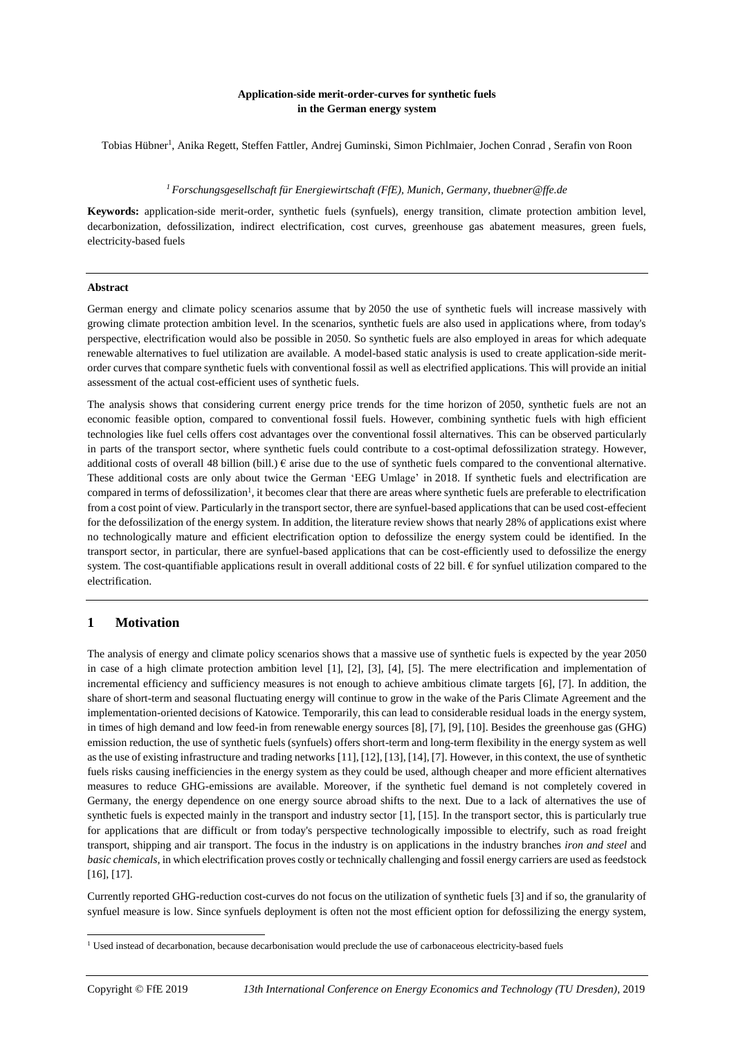**Application-side merit-order-curves for synthetic fuels in the German energy system**

Tobias Hübner[1], Anika Regett, Steffen Fattler, Andrej Guminski, Simon Pichlmaier, Jochen Conrad , Serafin von Roon

*[1] Forschungsgesellschaft für Energiewirtschaft (FfE), Munich, Germany, thuebner@ffe.de*

**Keywords:** application-side merit-order, synthetic fuels (synfuels), energy transition, climate protection ambition level, decarbonization, defossilization, indirect electrification, cost curves, greenhouse gas abatement measures, green fuels, electricity-based fuels

**Abstract**

German energy and climate policy scenarios assume that by 2050 the use of synthetic fuels will increase massively with growing climate protection ambition level. In the scenarios, synthetic fuels are also used in applications where, from today's perspective, electrification would also be possible in 2050. So synthetic fuels are also employed in areas for which adequate renewable alternatives to fuel utilization are available. A model-based static analysis is used to create application-side merit-order curves that compare synthetic fuels with conventional fossil as well as electrified applications. This will provide an initial assessment of the actual cost-efficient uses of synthetic fuels.

The analysis shows that considering current energy price trends for the time horizon of 2050, synthetic fuels are not an economic feasible option, compared to conventional fossil fuels. However, combining synthetic fuels with high efficient technologies like fuel cells offers cost advantages over the conventional fossil alternatives. This can be observed particularly in parts of the transport sector, where synthetic fuels could contribute to a cost-optimal defossilization strategy. However, additional costs of overall 48 billion (bill.) € arise due to the use of synthetic fuels compared to the conventional alternative. These additional costs are only about twice the German 'EEG Umlage' in 2018. If synthetic fuels and electrification are compared in terms of defossilization[1], it becomes clear that there are areas where synthetic fuels are preferable to electrification from a cost point of view. Particularly in the transport sector, there are synfuel-based applications that can be used cost-effecient for the defossilization of the energy system. In addition, the literature review shows that nearly 28% of applications exist where no technologically mature and efficient electrification option to defossilize the energy system could be identified. In the transport sector, in particular, there are synfuel-based applications that can be cost-efficiently used to defossilize the energy system. The cost-quantifiable applications result in overall additional costs of 22 bill. € for synfuel utilization compared to the electrification.

## 1 Motivation

The analysis of energy and climate policy scenarios shows that a massive use of synthetic fuels is expected by the year 2050 in case of a high climate protection ambition level [1], [2], [3], [4], [5]. The mere electrification and implementation of incremental efficiency and sufficiency measures is not enough to achieve ambitious climate targets [6], [7]. In addition, the share of short-term and seasonal fluctuating energy will continue to grow in the wake of the Paris Climate Agreement and the implementation-oriented decisions of Katowice. Temporarily, this can lead to considerable residual loads in the energy system, in times of high demand and low feed-in from renewable energy sources [8], [7], [9], [10]. Besides the greenhouse gas (GHG) emission reduction, the use of synthetic fuels (synfuels) offers short-term and long-term flexibility in the energy system as well as the use of existing infrastructure and trading networks [11], [12], [13], [14], [7]. However, in this context, the use of synthetic fuels risks causing inefficiencies in the energy system as they could be used, although cheaper and more efficient alternatives measures to reduce GHG-emissions are available. Moreover, if the synthetic fuel demand is not completely covered in Germany, the energy dependence on one energy source abroad shifts to the next. Due to a lack of alternatives the use of synthetic fuels is expected mainly in the transport and industry sector [1], [15]. In the transport sector, this is particularly true for applications that are difficult or from today's perspective technologically impossible to electrify, such as road freight transport, shipping and air transport. The focus in the industry is on applications in the industry branches *iron and steel* and *basic chemicals*, in which electrification proves costly or technically challenging and fossil energy carriers are used as feedstock [16], [17].

Currently reported GHG-reduction cost-curves do not focus on the utilization of synthetic fuels [3] and if so, the granularity of synfuel measure is low. Since synfuels deployment is often not the most efficient option for defossilizing the energy system,

[1] Used instead of decarbonation, because decarbonisation would preclude the use of carbonaceous electricity-based fuels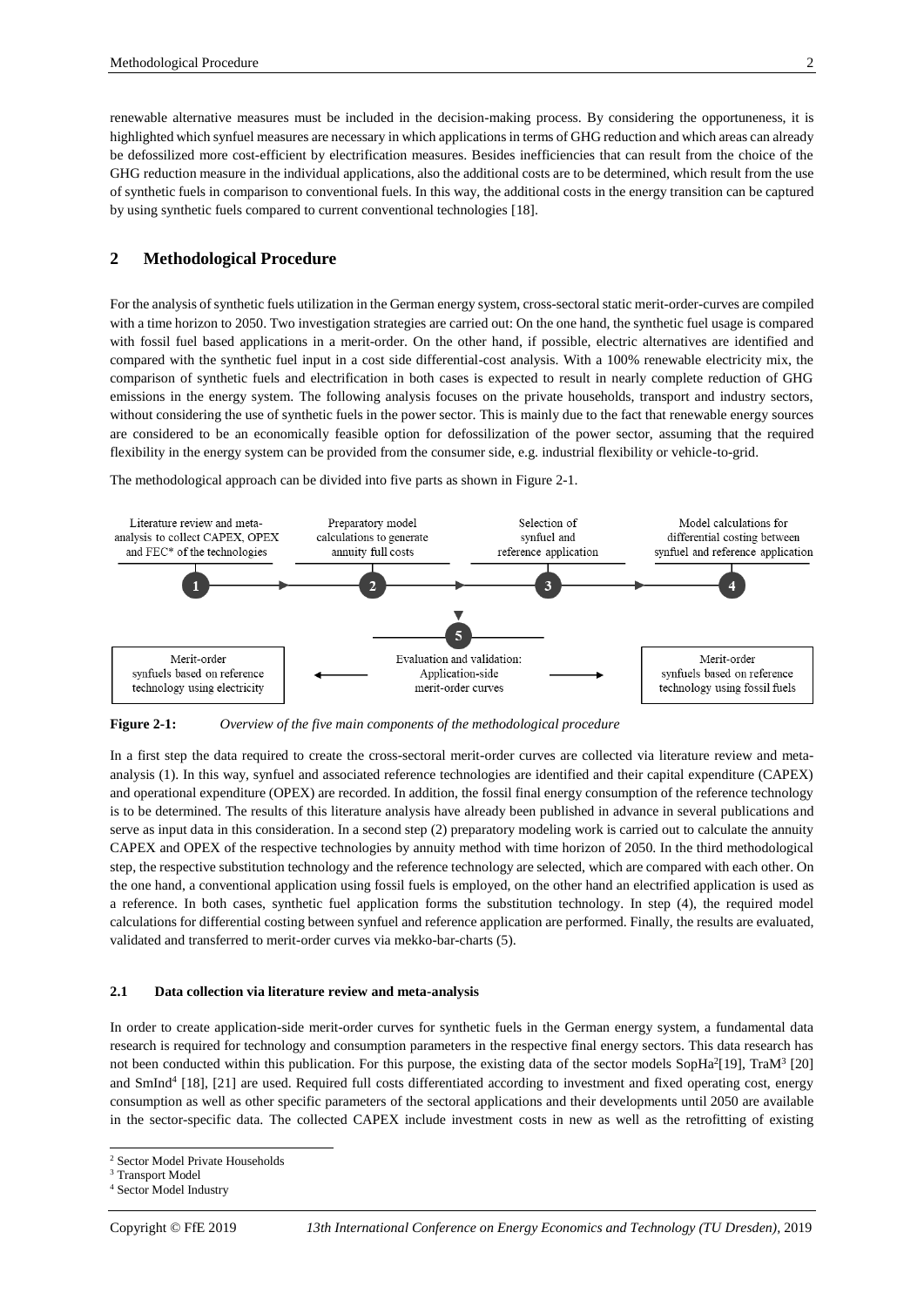renewable alternative measures must be included in the decision-making process. By considering the opportuneness, it is highlighted which synfuel measures are necessary in which applications in terms of GHG reduction and which areas can already be defossilized more cost-efficient by electrification measures. Besides inefficiencies that can result from the choice of the GHG reduction measure in the individual applications, also the additional costs are to be determined, which result from the use of synthetic fuels in comparison to conventional fuels. In this way, the additional costs in the energy transition can be captured by using synthetic fuels compared to current conventional technologies [18].

## 2 Methodological Procedure

For the analysis of synthetic fuels utilization in the German energy system, cross-sectoral static merit-order-curves are compiled with a time horizon to 2050. Two investigation strategies are carried out: On the one hand, the synthetic fuel usage is compared with fossil fuel based applications in a merit-order. On the other hand, if possible, electric alternatives are identified and compared with the synthetic fuel input in a cost side differential-cost analysis. With a 100% renewable electricity mix, the comparison of synthetic fuels and electrification in both cases is expected to result in nearly complete reduction of GHG emissions in the energy system. The following analysis focuses on the private households, transport and industry sectors, without considering the use of synthetic fuels in the power sector. This is mainly due to the fact that renewable energy sources are considered to be an economically feasible option for defossilization of the power sector, assuming that the required flexibility in the energy system can be provided from the consumer side, e.g. industrial flexibility or vehicle-to-grid.

The methodological approach can be divided into five parts as shown in Figure 2-1.

1. Literature review and meta-analysis to collect CAPEX, OPEX and FEC* of the technologies
2. Preparatory model calculations to generate annuity full costs
3. Selection of synfuel and reference application
4. Model calculations for differential costing between synfuel and reference application
5. Evaluation and validation: Application-side merit-order curves

- Merit-order synfuels based on reference technology using electricity
- Merit-order synfuels based on reference technology using fossil fuels

**Figure 2-1:** *Overview of the five main components of the methodological procedure*

In a first step the data required to create the cross-sectoral merit-order curves are collected via literature review and meta-analysis (1). In this way, synfuel and associated reference technologies are identified and their capital expenditure (CAPEX) and operational expenditure (OPEX) are recorded. In addition, the fossil final energy consumption of the reference technology is to be determined. The results of this literature analysis have already been published in advance in several publications and serve as input data in this consideration. In a second step (2) preparatory modeling work is carried out to calculate the annuity CAPEX and OPEX of the respective technologies by annuity method with time horizon of 2050. In the third methodological step, the respective substitution technology and the reference technology are selected, which are compared with each other. On the one hand, a conventional application using fossil fuels is employed, on the other hand an electrified application is used as a reference. In both cases, synthetic fuel application forms the substitution technology. In step (4), the required model calculations for differential costing between synfuel and reference application are performed. Finally, the results are evaluated, validated and transferred to merit-order curves via mekko-bar-charts (5).

### 2.1 Data collection via literature review and meta-analysis

In order to create application-side merit-order curves for synthetic fuels in the German energy system, a fundamental data research is required for technology and consumption parameters in the respective final energy sectors. This data research has not been conducted within this publication. For this purpose, the existing data of the sector models SopHa[2] [19], TraM[3] [20] and SmInd[4] [18], [21] are used. Required full costs differentiated according to investment and fixed operating cost, energy consumption as well as other specific parameters of the sectoral applications and their developments until 2050 are available in the sector-specific data. The collected CAPEX include investment costs in new as well as the retrofitting of existing

[2] Sector Model Private Households

[3] Transport Model

[4] Sector Model Industry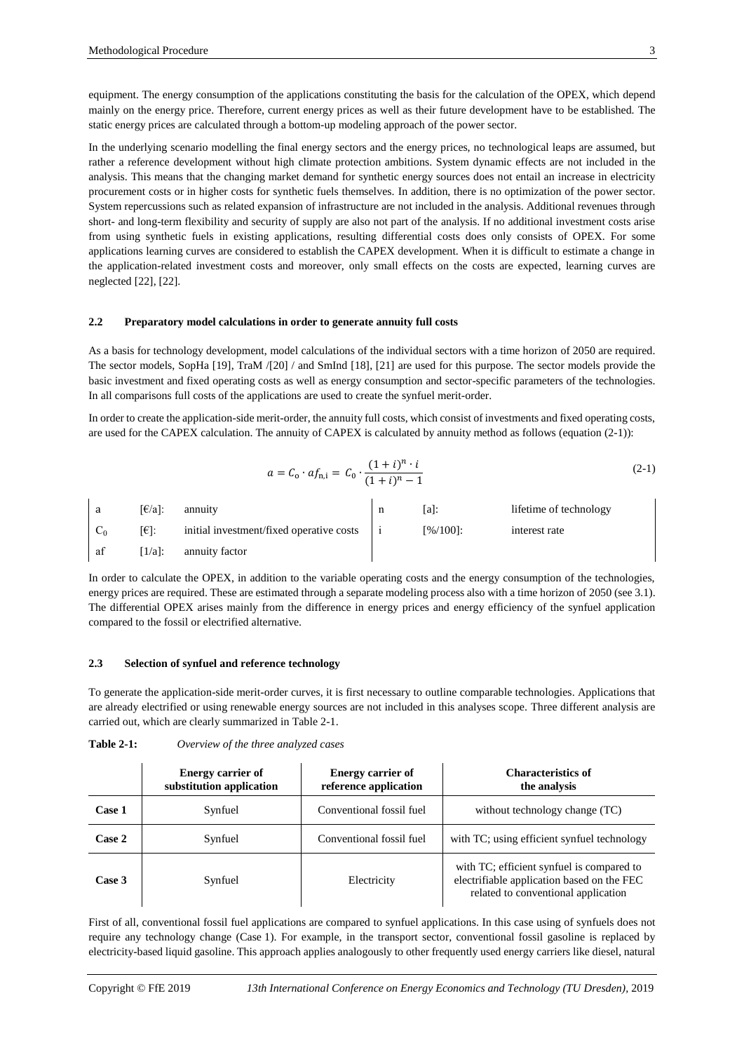equipment. The energy consumption of the applications constituting the basis for the calculation of the OPEX, which depend mainly on the energy price. Therefore, current energy prices as well as their future development have to be established. The static energy prices are calculated through a bottom-up modeling approach of the power sector.

In the underlying scenario modelling the final energy sectors and the energy prices, no technological leaps are assumed, but rather a reference development without high climate protection ambitions. System dynamic effects are not included in the analysis. This means that the changing market demand for synthetic energy sources does not entail an increase in electricity procurement costs or in higher costs for synthetic fuels themselves. In addition, there is no optimization of the power sector. System repercussions such as related expansion of infrastructure are not included in the analysis. Additional revenues through short- and long-term flexibility and security of supply are also not part of the analysis. If no additional investment costs arise from using synthetic fuels in existing applications, resulting differential costs does only consists of OPEX. For some applications learning curves are considered to establish the CAPEX development. When it is difficult to estimate a change in the application-related investment costs and moreover, only small effects on the costs are expected, learning curves are neglected [22], [22].

## 2.2 Preparatory model calculations in order to generate annuity full costs

As a basis for technology development, model calculations of the individual sectors with a time horizon of 2050 are required. The sector models, SopHa [19], TraM /[20] / and SmInd [18], [21] are used for this purpose. The sector models provide the basic investment and fixed operating costs as well as energy consumption and sector-specific parameters of the technologies. In all comparisons full costs of the applications are used to create the synfuel merit-order.

In order to create the application-side merit-order, the annuity full costs, which consist of investments and fixed operating costs, are used for the CAPEX calculation. The annuity of CAPEX is calculated by annuity method as follows (equation (2-1)):

$$a = C_o \cdot af_{n,i} = C_0 \cdot \frac{(1+i)^n \cdot i}{(1+i)^n - 1} \tag{2-1}$$

| | | | | | |
|---|---|---|---|---|---|
| a | [€/a]: | annuity | n | [a]: | lifetime of technology |
| $C_0$ | [€]: | initial investment/fixed operative costs | i | [%/100]: | interest rate |
| af | [1/a]: | annuity factor | | | |

In order to calculate the OPEX, in addition to the variable operating costs and the energy consumption of the technologies, energy prices are required. These are estimated through a separate modeling process also with a time horizon of 2050 (see 3.1). The differential OPEX arises mainly from the difference in energy prices and energy efficiency of the synfuel application compared to the fossil or electrified alternative.

## 2.3 Selection of synfuel and reference technology

To generate the application-side merit-order curves, it is first necessary to outline comparable technologies. Applications that are already electrified or using renewable energy sources are not included in this analyses scope. Three different analysis are carried out, which are clearly summarized in Table 2-1.

**Table 2-1:** *Overview of the three analyzed cases*

| | Energy carrier of substitution application | Energy carrier of reference application | Characteristics of the analysis |
|---|---|---|---|
| **Case 1** | Synfuel | Conventional fossil fuel | without technology change (TC) |
| **Case 2** | Synfuel | Conventional fossil fuel | with TC; using efficient synfuel technology |
| **Case 3** | Synfuel | Electricity | with TC; efficient synfuel is compared to electrifiable application based on the FEC related to conventional application |

First of all, conventional fossil fuel applications are compared to synfuel applications. In this case using of synfuels does not require any technology change (Case 1). For example, in the transport sector, conventional fossil gasoline is replaced by electricity-based liquid gasoline. This approach applies analogously to other frequently used energy carriers like diesel, natural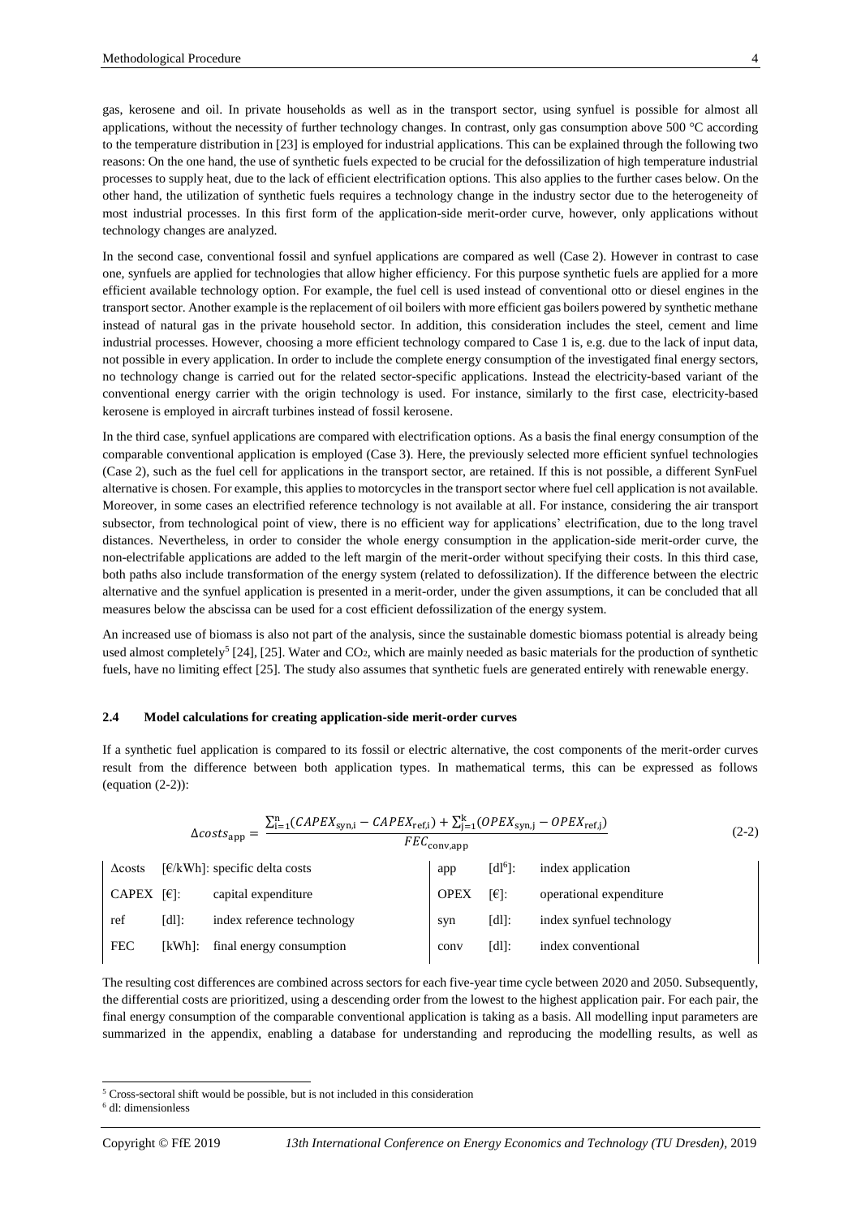gas, kerosene and oil. In private households as well as in the transport sector, using synfuel is possible for almost all applications, without the necessity of further technology changes. In contrast, only gas consumption above 500 °C according to the temperature distribution in [23] is employed for industrial applications. This can be explained through the following two reasons: On the one hand, the use of synthetic fuels expected to be crucial for the defossilization of high temperature industrial processes to supply heat, due to the lack of efficient electrification options. This also applies to the further cases below. On the other hand, the utilization of synthetic fuels requires a technology change in the industry sector due to the heterogeneity of most industrial processes. In this first form of the application-side merit-order curve, however, only applications without technology changes are analyzed.

In the second case, conventional fossil and synfuel applications are compared as well (Case 2). However in contrast to case one, synfuels are applied for technologies that allow higher efficiency. For this purpose synthetic fuels are applied for a more efficient available technology option. For example, the fuel cell is used instead of conventional otto or diesel engines in the transport sector. Another example is the replacement of oil boilers with more efficient gas boilers powered by synthetic methane instead of natural gas in the private household sector. In addition, this consideration includes the steel, cement and lime industrial processes. However, choosing a more efficient technology compared to Case 1 is, e.g. due to the lack of input data, not possible in every application. In order to include the complete energy consumption of the investigated final energy sectors, no technology change is carried out for the related sector-specific applications. Instead the electricity-based variant of the conventional energy carrier with the origin technology is used. For instance, similarly to the first case, electricity-based kerosene is employed in aircraft turbines instead of fossil kerosene.

In the third case, synfuel applications are compared with electrification options. As a basis the final energy consumption of the comparable conventional application is employed (Case 3). Here, the previously selected more efficient synfuel technologies (Case 2), such as the fuel cell for applications in the transport sector, are retained. If this is not possible, a different SynFuel alternative is chosen. For example, this applies to motorcycles in the transport sector where fuel cell application is not available. Moreover, in some cases an electrified reference technology is not available at all. For instance, considering the air transport subsector, from technological point of view, there is no efficient way for applications' electrification, due to the long travel distances. Nevertheless, in order to consider the whole energy consumption in the application-side merit-order curve, the non-electrifable applications are added to the left margin of the merit-order without specifying their costs. In this third case, both paths also include transformation of the energy system (related to defossilization). If the difference between the electric alternative and the synfuel application is presented in a merit-order, under the given assumptions, it can be concluded that all measures below the abscissa can be used for a cost efficient defossilization of the energy system.

An increased use of biomass is also not part of the analysis, since the sustainable domestic biomass potential is already being used almost completely[5] [24], [25]. Water and $CO_2$, which are mainly needed as basic materials for the production of synthetic fuels, have no limiting effect [25]. The study also assumes that synthetic fuels are generated entirely with renewable energy.

### 2.4 Model calculations for creating application-side merit-order curves

If a synthetic fuel application is compared to its fossil or electric alternative, the cost components of the merit-order curves result from the difference between both application types. In mathematical terms, this can be expressed as follows (equation (2-2)):

$$\Delta costs_{\text{app}} = \frac{\sum_{i=1}^{n}(CAPEX_{\text{syn,i}} - CAPEX_{\text{ref,i}}) + \sum_{j=1}^{k}(OPEX_{\text{syn,j}} - OPEX_{\text{ref,j}})}{FEC_{\text{conv,app}}} \tag{2-2}$$

| | | | | | |
|---|---|---|---|---|---|
| Δcosts | [€/kWh]: specific delta costs | | app | [dl[6]]: | index application |
| CAPEX | [€]: | capital expenditure | OPEX | [€]: | operational expenditure |
| ref | [dl]: | index reference technology | syn | [dl]: | index synfuel technology |
| FEC | [kWh]: | final energy consumption | conv | [dl]: | index conventional |

The resulting cost differences are combined across sectors for each five-year time cycle between 2020 and 2050. Subsequently, the differential costs are prioritized, using a descending order from the lowest to the highest application pair. For each pair, the final energy consumption of the comparable conventional application is taking as a basis. All modelling input parameters are summarized in the appendix, enabling a database for understanding and reproducing the modelling results, as well as

[5] Cross-sectoral shift would be possible, but is not included in this consideration

[6] dl: dimensionless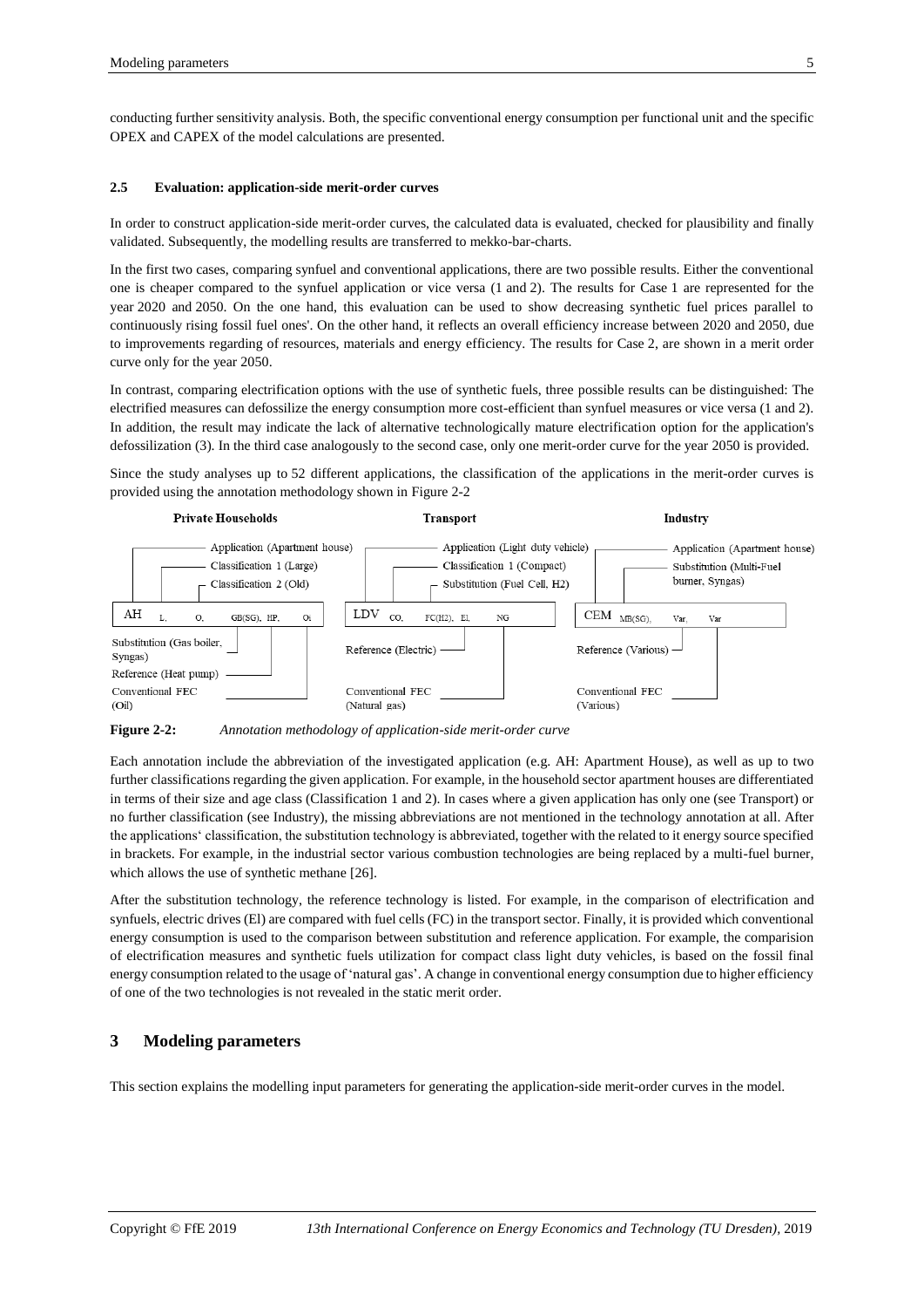conducting further sensitivity analysis. Both, the specific conventional energy consumption per functional unit and the specific OPEX and CAPEX of the model calculations are presented.

### 2.5 Evaluation: application-side merit-order curves

In order to construct application-side merit-order curves, the calculated data is evaluated, checked for plausibility and finally validated. Subsequently, the modelling results are transferred to mekko-bar-charts.

In the first two cases, comparing synfuel and conventional applications, there are two possible results. Either the conventional one is cheaper compared to the synfuel application or vice versa (1 and 2). The results for Case 1 are represented for the year 2020 and 2050. On the one hand, this evaluation can be used to show decreasing synthetic fuel prices parallel to continuously rising fossil fuel ones'. On the other hand, it reflects an overall efficiency increase between 2020 and 2050, due to improvements regarding of resources, materials and energy efficiency. The results for Case 2, are shown in a merit order curve only for the year 2050.

In contrast, comparing electrification options with the use of synthetic fuels, three possible results can be distinguished: The electrified measures can defossilize the energy consumption more cost-efficient than synfuel measures or vice versa (1 and 2). In addition, the result may indicate the lack of alternative technologically mature electrification option for the application's defossilization (3). In the third case analogously to the second case, only one merit-order curve for the year 2050 is provided.

Since the study analyses up to 52 different applications, the classification of the applications in the merit-order curves is provided using the annotation methodology shown in Figure 2-2

**Private Households**

AH L. O. GB(SG), HP, Oi

- Application (Apartment house)
- Classification 1 (Large)
- Classification 2 (Old)
- Substitution (Gas boiler, Syngas)
- Reference (Heat pump)
- Conventional FEC (Oil)

**Transport**

LDV CO. FC(H2), El, NG

- Application (Light duty vehicle)
- Classification 1 (Compact)
- Substitution (Fuel Cell, H2)
- Reference (Electric)
- Conventional FEC (Natural gas)

**Industry**

CEM MB(SG), Var, Var

- Application (Apartment house)
- Substitution (Multi-Fuel burner, Syngas)
- Reference (Various)
- Conventional FEC (Various)

**Figure 2-2:** *Annotation methodology of application-side merit-order curve*

Each annotation include the abbreviation of the investigated application (e.g. AH: Apartment House), as well as up to two further classifications regarding the given application. For example, in the household sector apartment houses are differentiated in terms of their size and age class (Classification 1 and 2). In cases where a given application has only one (see Transport) or no further classification (see Industry), the missing abbreviations are not mentioned in the technology annotation at all. After the applications' classification, the substitution technology is abbreviated, together with the related to it energy source specified in brackets. For example, in the industrial sector various combustion technologies are being replaced by a multi-fuel burner, which allows the use of synthetic methane [26].

After the substitution technology, the reference technology is listed. For example, in the comparison of electrification and synfuels, electric drives (El) are compared with fuel cells (FC) in the transport sector. Finally, it is provided which conventional energy consumption is used to the comparison between substitution and reference application. For example, the comparision of electrification measures and synthetic fuels utilization for compact class light duty vehicles, is based on the fossil final energy consumption related to the usage of 'natural gas'. A change in conventional energy consumption due to higher efficiency of one of the two technologies is not revealed in the static merit order.

## 3 Modeling parameters

This section explains the modelling input parameters for generating the application-side merit-order curves in the model.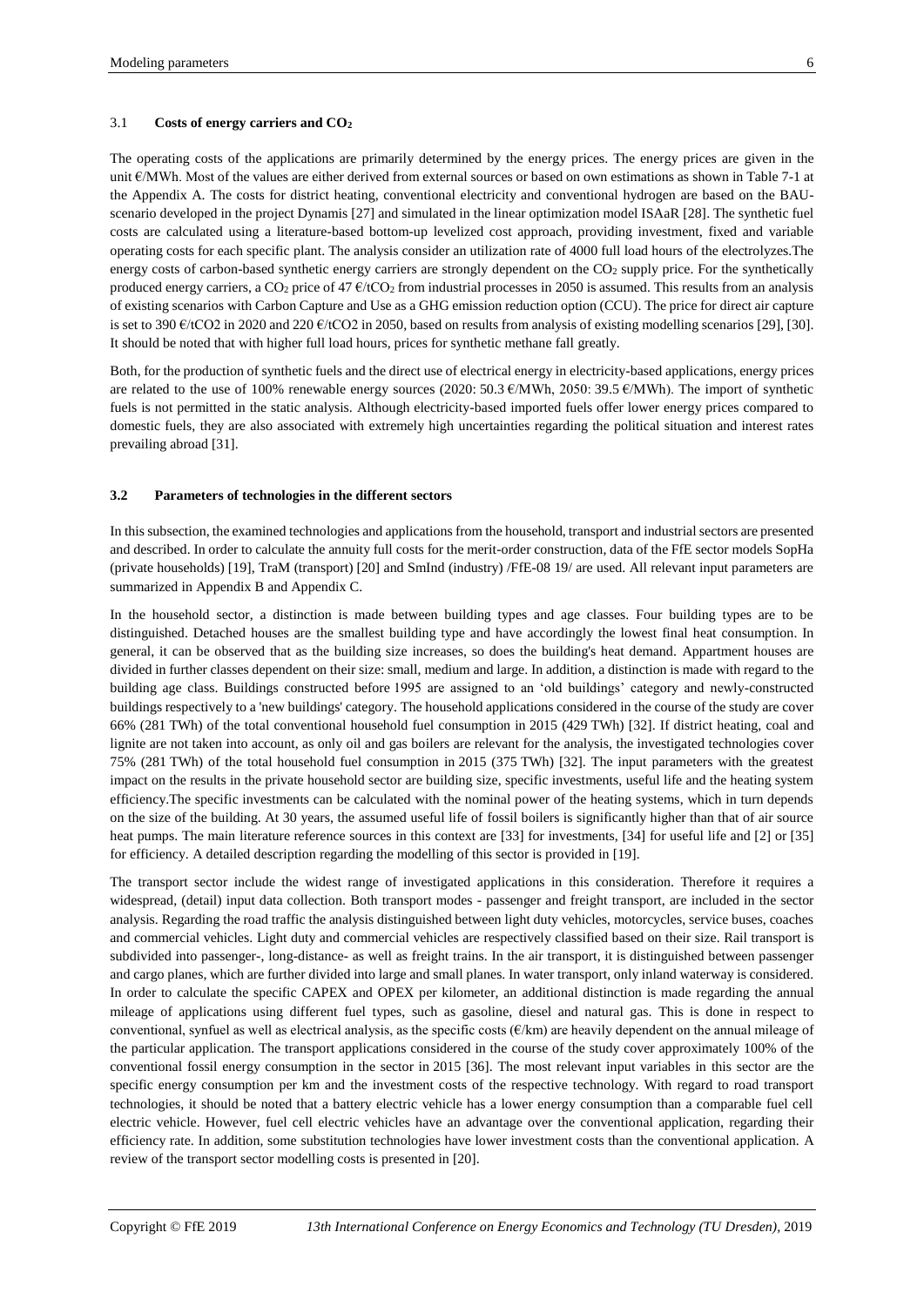### 3.1 Costs of energy carriers and $CO_2$

The operating costs of the applications are primarily determined by the energy prices. The energy prices are given in the unit €/MWh. Most of the values are either derived from external sources or based on own estimations as shown in Table 7-1 at the Appendix A. The costs for district heating, conventional electricity and conventional hydrogen are based on the BAU-scenario developed in the project Dynamis [27] and simulated in the linear optimization model ISAaR [28]. The synthetic fuel costs are calculated using a literature-based bottom-up levelized cost approach, providing investment, fixed and variable operating costs for each specific plant. The analysis consider an utilization rate of 4000 full load hours of the electrolyzes.The energy costs of carbon-based synthetic energy carriers are strongly dependent on the $CO_2$ supply price. For the synthetically produced energy carriers, a $CO_2$ price of 47 €/t$CO_2$ from industrial processes in 2050 is assumed. This results from an analysis of existing scenarios with Carbon Capture and Use as a GHG emission reduction option (CCU). The price for direct air capture is set to 390 €/tCO2 in 2020 and 220 €/tCO2 in 2050, based on results from analysis of existing modelling scenarios [29], [30]. It should be noted that with higher full load hours, prices for synthetic methane fall greatly.

Both, for the production of synthetic fuels and the direct use of electrical energy in electricity-based applications, energy prices are related to the use of 100% renewable energy sources (2020: 50.3 €/MWh, 2050: 39.5 €/MWh). The import of synthetic fuels is not permitted in the static analysis. Although electricity-based imported fuels offer lower energy prices compared to domestic fuels, they are also associated with extremely high uncertainties regarding the political situation and interest rates prevailing abroad [31].

### 3.2 Parameters of technologies in the different sectors

In this subsection, the examined technologies and applications from the household, transport and industrial sectors are presented and described. In order to calculate the annuity full costs for the merit-order construction, data of the FfE sector models SopHa (private households) [19], TraM (transport) [20] and SmInd (industry) /FfE-08 19/ are used. All relevant input parameters are summarized in Appendix B and Appendix C.

In the household sector, a distinction is made between building types and age classes. Four building types are to be distinguished. Detached houses are the smallest building type and have accordingly the lowest final heat consumption. In general, it can be observed that as the building size increases, so does the building's heat demand. Appartment houses are divided in further classes dependent on their size: small, medium and large. In addition, a distinction is made with regard to the building age class. Buildings constructed before 1995 are assigned to an 'old buildings' category and newly-constructed buildings respectively to a 'new buildings' category. The household applications considered in the course of the study are cover 66% (281 TWh) of the total conventional household fuel consumption in 2015 (429 TWh) [32]. If district heating, coal and lignite are not taken into account, as only oil and gas boilers are relevant for the analysis, the investigated technologies cover 75% (281 TWh) of the total household fuel consumption in 2015 (375 TWh) [32]. The input parameters with the greatest impact on the results in the private household sector are building size, specific investments, useful life and the heating system efficiency.The specific investments can be calculated with the nominal power of the heating systems, which in turn depends on the size of the building. At 30 years, the assumed useful life of fossil boilers is significantly higher than that of air source heat pumps. The main literature reference sources in this context are [33] for investments, [34] for useful life and [2] or [35] for efficiency. A detailed description regarding the modelling of this sector is provided in [19].

The transport sector include the widest range of investigated applications in this consideration. Therefore it requires a widespread, (detail) input data collection. Both transport modes - passenger and freight transport, are included in the sector analysis. Regarding the road traffic the analysis distinguished between light duty vehicles, motorcycles, service buses, coaches and commercial vehicles. Light duty and commercial vehicles are respectively classified based on their size. Rail transport is subdivided into passenger-, long-distance- as well as freight trains. In the air transport, it is distinguished between passenger and cargo planes, which are further divided into large and small planes. In water transport, only inland waterway is considered. In order to calculate the specific CAPEX and OPEX per kilometer, an additional distinction is made regarding the annual mileage of applications using different fuel types, such as gasoline, diesel and natural gas. This is done in respect to conventional, synfuel as well as electrical analysis, as the specific costs (€/km) are heavily dependent on the annual mileage of the particular application. The transport applications considered in the course of the study cover approximately 100% of the conventional fossil energy consumption in the sector in 2015 [36]. The most relevant input variables in this sector are the specific energy consumption per km and the investment costs of the respective technology. With regard to road transport technologies, it should be noted that a battery electric vehicle has a lower energy consumption than a comparable fuel cell electric vehicle. However, fuel cell electric vehicles have an advantage over the conventional application, regarding their efficiency rate. In addition, some substitution technologies have lower investment costs than the conventional application. A review of the transport sector modelling costs is presented in [20].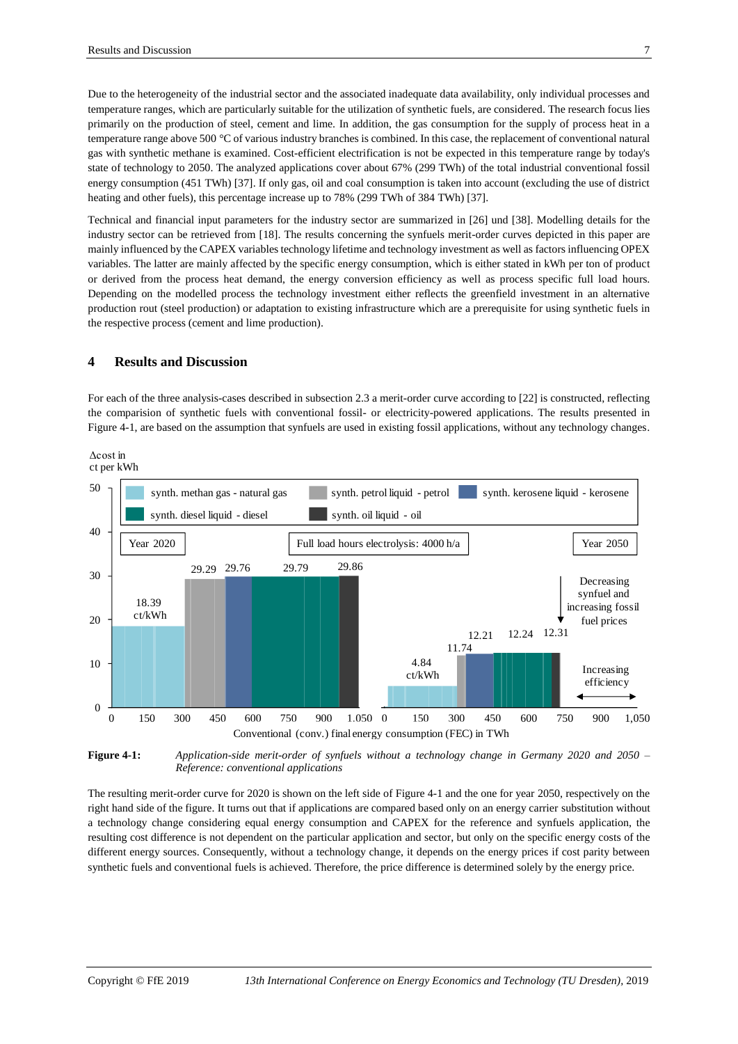Due to the heterogeneity of the industrial sector and the associated inadequate data availability, only individual processes and temperature ranges, which are particularly suitable for the utilization of synthetic fuels, are considered. The research focus lies primarily on the production of steel, cement and lime. In addition, the gas consumption for the supply of process heat in a temperature range above 500 °C of various industry branches is combined. In this case, the replacement of conventional natural gas with synthetic methane is examined. Cost-efficient electrification is not be expected in this temperature range by today's state of technology to 2050. The analyzed applications cover about 67% (299 TWh) of the total industrial conventional fossil energy consumption (451 TWh) [37]. If only gas, oil and coal consumption is taken into account (excluding the use of district heating and other fuels), this percentage increase up to 78% (299 TWh of 384 TWh) [37].

Technical and financial input parameters for the industry sector are summarized in [26] und [38]. Modelling details for the industry sector can be retrieved from [18]. The results concerning the synfuels merit-order curves depicted in this paper are mainly influenced by the CAPEX variables technology lifetime and technology investment as well as factors influencing OPEX variables. The latter are mainly affected by the specific energy consumption, which is either stated in kWh per ton of product or derived from the process heat demand, the energy conversion efficiency as well as process specific full load hours. Depending on the modelled process the technology investment either reflects the greenfield investment in an alternative production rout (steel production) or adaptation to existing infrastructure which are a prerequisite for using synthetic fuels in the respective process (cement and lime production).

# 4 Results and Discussion

For each of the three analysis-cases described in subsection 2.3 a merit-order curve according to [22] is constructed, reflecting the comparision of synthetic fuels with conventional fossil- or electricity-powered applications. The results presented in Figure 4-1, are based on the assumption that synfuels are used in existing fossil applications, without any technology changes.

**Figure 4-1:** *Application-side merit-order of synfuels without a technology change in Germany 2020 and 2050 – Reference: conventional applications*

The resulting merit-order curve for 2020 is shown on the left side of Figure 4-1 and the one for year 2050, respectively on the right hand side of the figure. It turns out that if applications are compared based only on an energy carrier substitution without a technology change considering equal energy consumption and CAPEX for the reference and synfuels application, the resulting cost difference is not dependent on the particular application and sector, but only on the specific energy costs of the different energy sources. Consequently, without a technology change, it depends on the energy prices if cost parity between synthetic fuels and conventional fuels is achieved. Therefore, the price difference is determined solely by the energy price.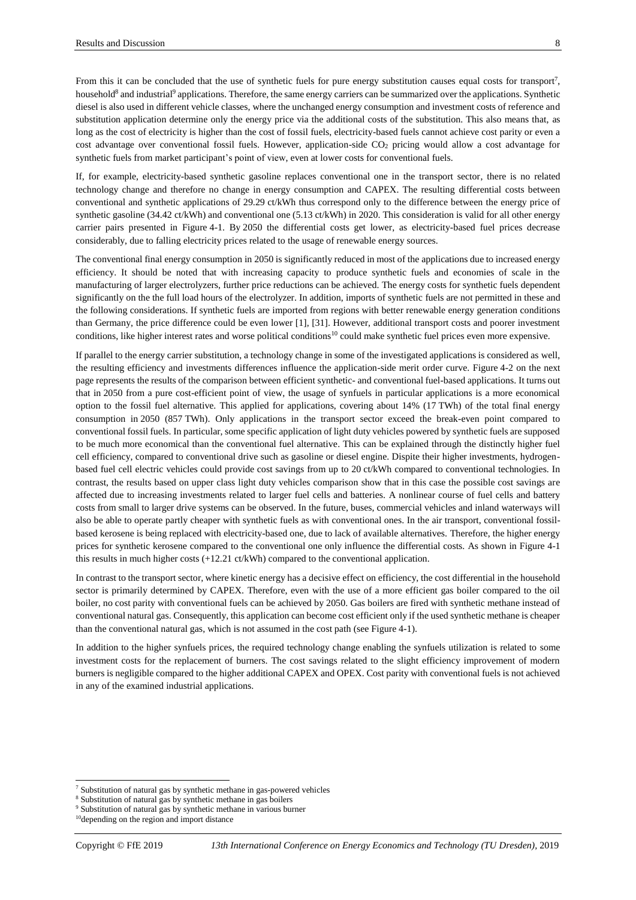From this it can be concluded that the use of synthetic fuels for pure energy substitution causes equal costs for transport[7], household[8] and industrial[9] applications. Therefore, the same energy carriers can be summarized over the applications. Synthetic diesel is also used in different vehicle classes, where the unchanged energy consumption and investment costs of reference and substitution application determine only the energy price via the additional costs of the substitution. This also means that, as long as the cost of electricity is higher than the cost of fossil fuels, electricity-based fuels cannot achieve cost parity or even a cost advantage over conventional fossil fuels. However, application-side $CO_2$ pricing would allow a cost advantage for synthetic fuels from market participant's point of view, even at lower costs for conventional fuels.

If, for example, electricity-based synthetic gasoline replaces conventional one in the transport sector, there is no related technology change and therefore no change in energy consumption and CAPEX. The resulting differential costs between conventional and synthetic applications of 29.29 ct/kWh thus correspond only to the difference between the energy price of synthetic gasoline (34.42 ct/kWh) and conventional one (5.13 ct/kWh) in 2020. This consideration is valid for all other energy carrier pairs presented in Figure 4-1. By 2050 the differential costs get lower, as electricity-based fuel prices decrease considerably, due to falling electricity prices related to the usage of renewable energy sources.

The conventional final energy consumption in 2050 is significantly reduced in most of the applications due to increased energy efficiency. It should be noted that with increasing capacity to produce synthetic fuels and economies of scale in the manufacturing of larger electrolyzers, further price reductions can be achieved. The energy costs for synthetic fuels dependent significantly on the the full load hours of the electrolyzer. In addition, imports of synthetic fuels are not permitted in these and the following considerations. If synthetic fuels are imported from regions with better renewable energy generation conditions than Germany, the price difference could be even lower [1], [31]. However, additional transport costs and poorer investment conditions, like higher interest rates and worse political conditions[10] could make synthetic fuel prices even more expensive.

If parallel to the energy carrier substitution, a technology change in some of the investigated applications is considered as well, the resulting efficiency and investments differences influence the application-side merit order curve. Figure 4-2 on the next page represents the results of the comparison between efficient synthetic- and conventional fuel-based applications. It turns out that in 2050 from a pure cost-efficient point of view, the usage of synfuels in particular applications is a more economical option to the fossil fuel alternative. This applied for applications, covering about 14% (17 TWh) of the total final energy consumption in 2050 (857 TWh). Only applications in the transport sector exceed the break-even point compared to conventional fossil fuels. In particular, some specific application of light duty vehicles powered by synthetic fuels are supposed to be much more economical than the conventional fuel alternative. This can be explained through the distinctly higher fuel cell efficiency, compared to conventional drive such as gasoline or diesel engine. Dispite their higher investments, hydrogen-based fuel cell electric vehicles could provide cost savings from up to 20 ct/kWh compared to conventional technologies. In contrast, the results based on upper class light duty vehicles comparison show that in this case the possible cost savings are affected due to increasing investments related to larger fuel cells and batteries. A nonlinear course of fuel cells and battery costs from small to larger drive systems can be observed. In the future, buses, commercial vehicles and inland waterways will also be able to operate partly cheaper with synthetic fuels as with conventional ones. In the air transport, conventional fossil-based kerosene is being replaced with electricity-based one, due to lack of available alternatives. Therefore, the higher energy prices for synthetic kerosene compared to the conventional one only influence the differential costs. As shown in Figure 4-1 this results in much higher costs (+12.21 ct/kWh) compared to the conventional application.

In contrast to the transport sector, where kinetic energy has a decisive effect on efficiency, the cost differential in the household sector is primarily determined by CAPEX. Therefore, even with the use of a more efficient gas boiler compared to the oil boiler, no cost parity with conventional fuels can be achieved by 2050. Gas boilers are fired with synthetic methane instead of conventional natural gas. Consequently, this application can become cost efficient only if the used synthetic methane is cheaper than the conventional natural gas, which is not assumed in the cost path (see Figure 4-1).

In addition to the higher synfuels prices, the required technology change enabling the synfuels utilization is related to some investment costs for the replacement of burners. The cost savings related to the slight efficiency improvement of modern burners is negligible compared to the higher additional CAPEX and OPEX. Cost parity with conventional fuels is not achieved in any of the examined industrial applications.

---

[7] Substitution of natural gas by synthetic methane in gas-powered vehicles

[8] Substitution of natural gas by synthetic methane in gas boilers

[9] Substitution of natural gas by synthetic methane in various burner

[10] depending on the region and import distance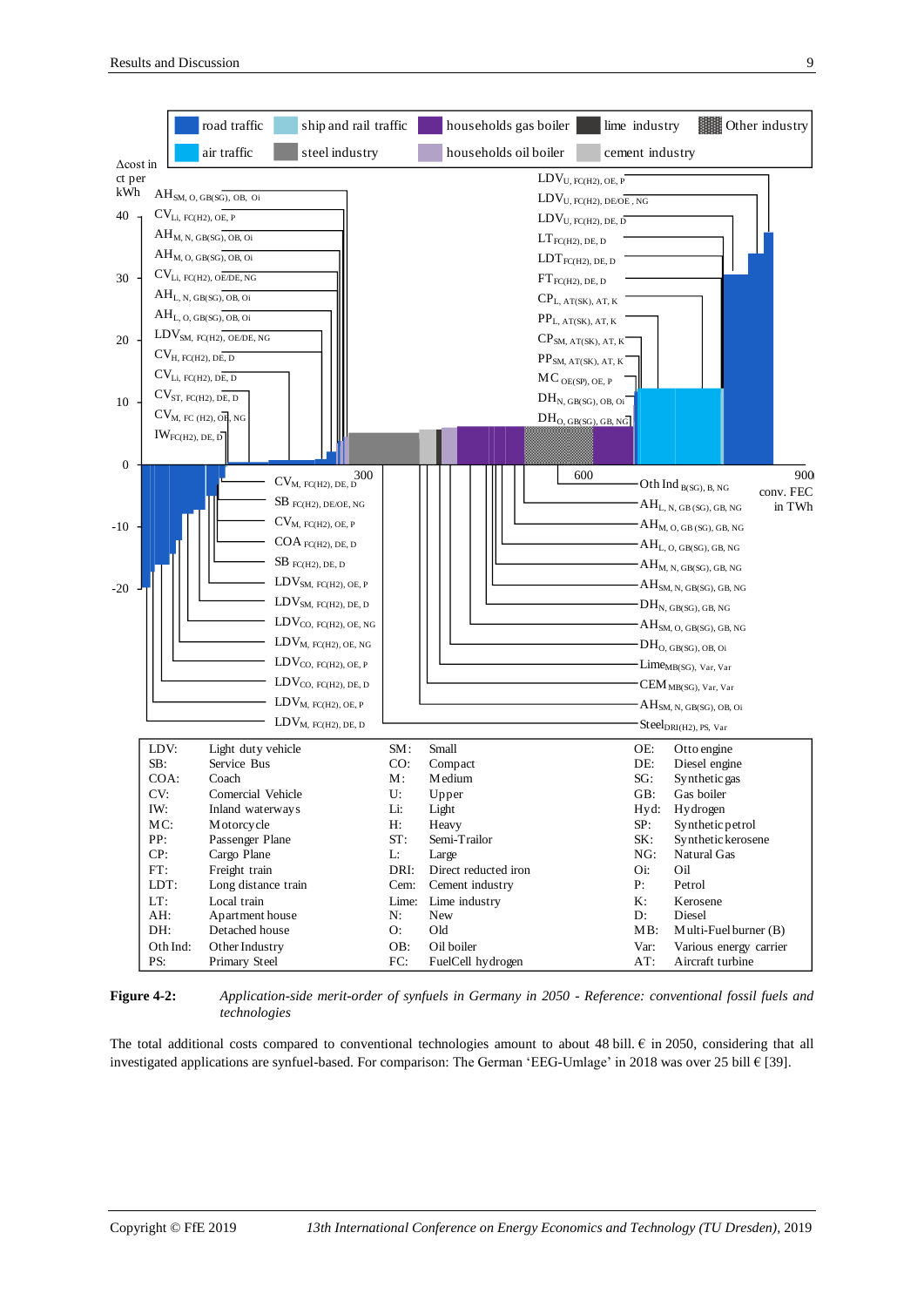Figure 4-2: *Application-side merit-order of synfuels in Germany in 2050 - Reference: conventional fossil fuels and technologies*

| | | | | | |
|---|---|---|---|---|---|
| LDV: | Light duty vehicle | SM: | Small | OE: | Otto engine |
| SB: | Service Bus | CO: | Compact | DE: | Diesel engine |
| COA: | Coach | M: | Medium | SG: | Synthetic gas |
| CV: | Comercial Vehicle | U: | Upper | GB: | Gas boiler |
| IW: | Inland waterways | Li: | Light | Hyd: | Hydrogen |
| MC: | Motorcycle | H: | Heavy | SP: | Synthetic petrol |
| PP: | Passenger Plane | ST: | Semi-Trailor | SK: | Synthetic kerosene |
| CP: | Cargo Plane | L: | Large | NG: | Natural Gas |
| FT: | Freight train | DRI: | Direct reducted iron | Oi: | Oil |
| LDT: | Long distance train | Cem: | Cement industry | P: | Petrol |
| LT: | Local train | Lime: | Lime industry | K: | Kerosene |
| AH: | Apartment house | N: | New | D: | Diesel |
| DH: | Detached house | O: | Old | MB: | Multi-Fuel burner (B) |
| Oth Ind: | Other Industry | OB: | Oil boiler | Var: | Various energy carrier |
| PS: | Primary Steel | FC: | FuelCell hydrogen | AT: | Aircraft turbine |

The total additional costs compared to conventional technologies amount to about 48 bill. € in 2050, considering that all investigated applications are synfuel-based. For comparison: The German 'EEG-Umlage' in 2018 was over 25 bill € [39].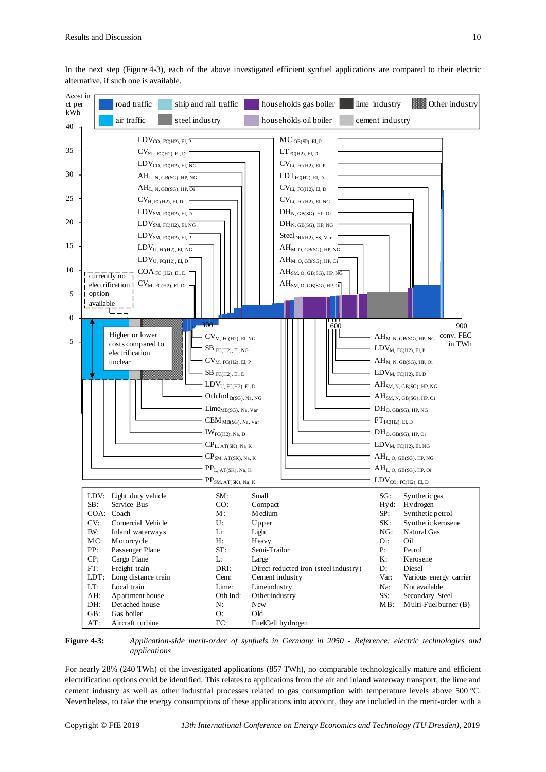In the next step (Figure 4-3), each of the above investigated efficient synfuel applications are compared to their electric alternative, if such one is available.

| | | | | | |
|---|---|---|---|---|---|
| LDV: | Light duty vehicle | SM: | Small | SG: | Synthetic gas |
| SB: | Service Bus | CO: | Compact | Hyd: | Hydrogen |
| COA: | Coach | M: | Medium | SP: | Synthetic petrol |
| CV: | Comercial Vehicle | U: | Upper | SK: | Synthetic kerosene |
| IW: | Inland waterways | Li: | Light | NG: | Natural Gas |
| MC: | Motorcycle | H: | Heavy | Oi: | Oil |
| PP: | Passenger Plane | ST: | Semi-Trailor | P: | Petrol |
| CP: | Cargo Plane | L: | Large | K: | Kerosene |
| FT: | Freight train | DRI: | Direct reducted iron (steel industry) | D: | Diesel |
| LDT: | Long distance train | Cem: | Cement industry | Var: | Various energy carrier |
| LT: | Local train | Lime: | Limeindustry | Na: | Not available |
| AH: | Apartment house | Oth Ind: | Other industry | SS: | Secondary Steel |
| DH: | Detached house | N: | New | MB: | Multi-Fuel burner (B) |
| GB: | Gas boiler | O: | Old | | |
| AT: | Aircraft turbine | FC: | FuelCell hydrogen | | |

**Figure 4-3:** *Application-side merit-order of synfuels in Germany in 2050 - Reference: electric technologies and applications*

For nearly 28% (240 TWh) of the investigated applications (857 TWh), no comparable technologically mature and efficient electrification options could be identified. This relates to applications from the air and inland waterway transport, the lime and cement industry as well as other industrial processes related to gas consumption with temperature levels above 500 °C. Nevertheless, to take the energy consumptions of these applications into account, they are included in the merit-order with a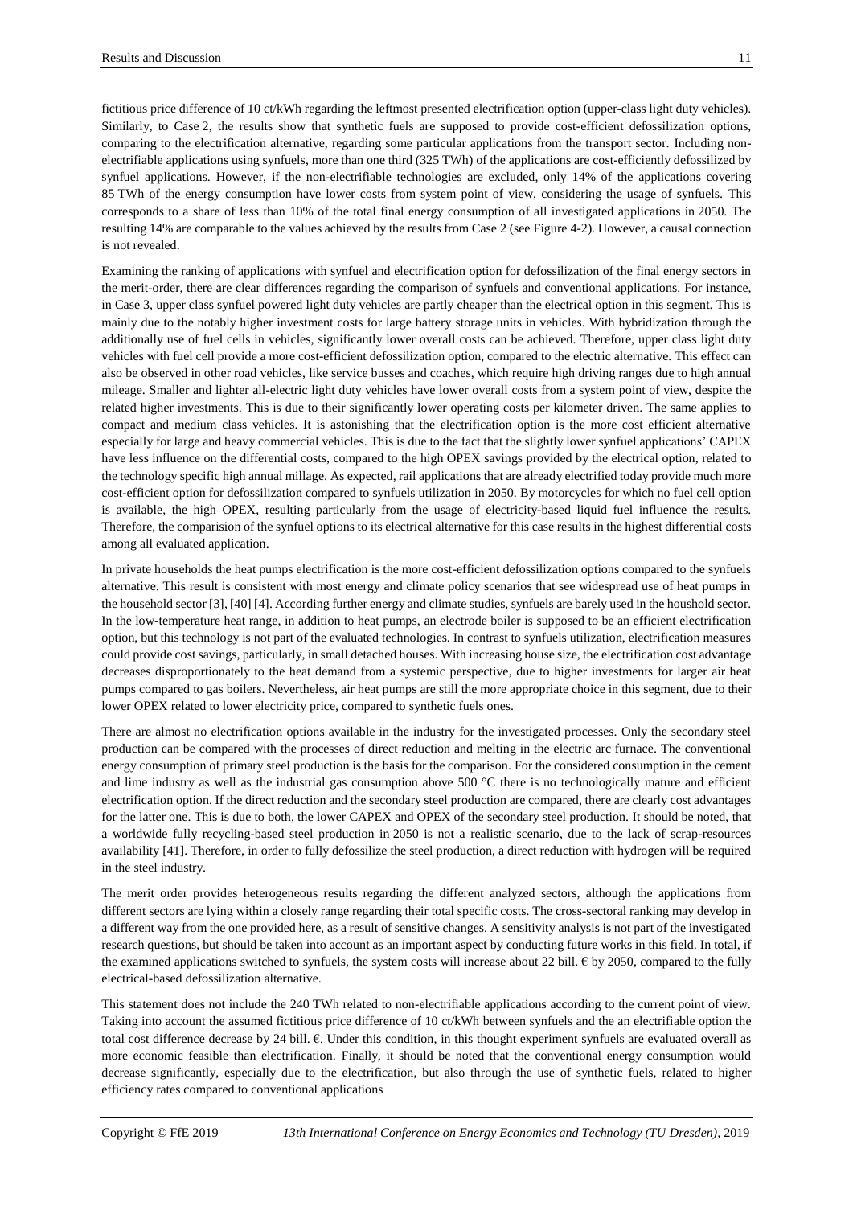fictitious price difference of 10 ct/kWh regarding the leftmost presented electrification option (upper-class light duty vehicles). Similarly, to Case 2, the results show that synthetic fuels are supposed to provide cost-efficient defossilization options, comparing to the electrification alternative, regarding some particular applications from the transport sector. Including non-electrifiable applications using synfuels, more than one third (325 TWh) of the applications are cost-efficiently defossilized by synfuel applications. However, if the non-electrifiable technologies are excluded, only 14% of the applications covering 85 TWh of the energy consumption have lower costs from system point of view, considering the usage of synfuels. This corresponds to a share of less than 10% of the total final energy consumption of all investigated applications in 2050. The resulting 14% are comparable to the values achieved by the results from Case 2 (see Figure 4-2). However, a causal connection is not revealed.

Examining the ranking of applications with synfuel and electrification option for defossilization of the final energy sectors in the merit-order, there are clear differences regarding the comparison of synfuels and conventional applications. For instance, in Case 3, upper class synfuel powered light duty vehicles are partly cheaper than the electrical option in this segment. This is mainly due to the notably higher investment costs for large battery storage units in vehicles. With hybridization through the additionally use of fuel cells in vehicles, significantly lower overall costs can be achieved. Therefore, upper class light duty vehicles with fuel cell provide a more cost-efficient defossilization option, compared to the electric alternative. This effect can also be observed in other road vehicles, like service busses and coaches, which require high driving ranges due to high annual mileage. Smaller and lighter all-electric light duty vehicles have lower overall costs from a system point of view, despite the related higher investments. This is due to their significantly lower operating costs per kilometer driven. The same applies to compact and medium class vehicles. It is astonishing that the electrification option is the more cost efficient alternative especially for large and heavy commercial vehicles. This is due to the fact that the slightly lower synfuel applications' CAPEX have less influence on the differential costs, compared to the high OPEX savings provided by the electrical option, related to the technology specific high annual millage. As expected, rail applications that are already electrified today provide much more cost-efficient option for defossilization compared to synfuels utilization in 2050. By motorcycles for which no fuel cell option is available, the high OPEX, resulting particularly from the usage of electricity-based liquid fuel influence the results. Therefore, the comparision of the synfuel options to its electrical alternative for this case results in the highest differential costs among all evaluated application.

In private households the heat pumps electrification is the more cost-efficient defossilization options compared to the synfuels alternative. This result is consistent with most energy and climate policy scenarios that see widespread use of heat pumps in the household sector [3], [40] [4]. According further energy and climate studies, synfuels are barely used in the houshold sector. In the low-temperature heat range, in addition to heat pumps, an electrode boiler is supposed to be an efficient electrification option, but this technology is not part of the evaluated technologies. In contrast to synfuels utilization, electrification measures could provide cost savings, particularly, in small detached houses. With increasing house size, the electrification cost advantage decreases disproportionately to the heat demand from a systemic perspective, due to higher investments for larger air heat pumps compared to gas boilers. Nevertheless, air heat pumps are still the more appropriate choice in this segment, due to their lower OPEX related to lower electricity price, compared to synthetic fuels ones.

There are almost no electrification options available in the industry for the investigated processes. Only the secondary steel production can be compared with the processes of direct reduction and melting in the electric arc furnace. The conventional energy consumption of primary steel production is the basis for the comparison. For the considered consumption in the cement and lime industry as well as the industrial gas consumption above 500 °C there is no technologically mature and efficient electrification option. If the direct reduction and the secondary steel production are compared, there are clearly cost advantages for the latter one. This is due to both, the lower CAPEX and OPEX of the secondary steel production. It should be noted, that a worldwide fully recycling-based steel production in 2050 is not a realistic scenario, due to the lack of scrap-resources availability [41]. Therefore, in order to fully defossilize the steel production, a direct reduction with hydrogen will be required in the steel industry.

The merit order provides heterogeneous results regarding the different analyzed sectors, although the applications from different sectors are lying within a closely range regarding their total specific costs. The cross-sectoral ranking may develop in a different way from the one provided here, as a result of sensitive changes. A sensitivity analysis is not part of the investigated research questions, but should be taken into account as an important aspect by conducting future works in this field. In total, if the examined applications switched to synfuels, the system costs will increase about 22 bill. € by 2050, compared to the fully electrical-based defossilization alternative.

This statement does not include the 240 TWh related to non-electrifiable applications according to the current point of view. Taking into account the assumed fictitious price difference of 10 ct/kWh between synfuels and the an electrifiable option the total cost difference decrease by 24 bill. €. Under this condition, in this thought experiment synfuels are evaluated overall as more economic feasible than electrification. Finally, it should be noted that the conventional energy consumption would decrease significantly, especially due to the electrification, but also through the use of synthetic fuels, related to higher efficiency rates compared to conventional applications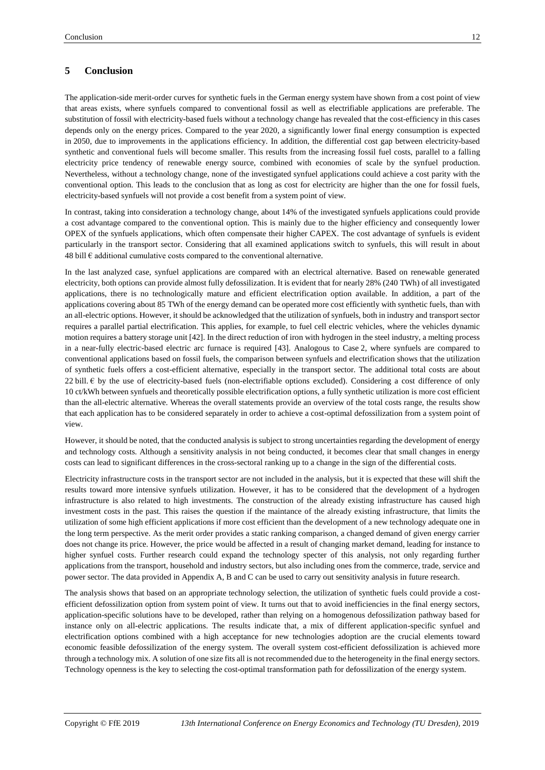## 5 Conclusion

The application-side merit-order curves for synthetic fuels in the German energy system have shown from a cost point of view that areas exists, where synfuels compared to conventional fossil as well as electrifiable applications are preferable. The substitution of fossil with electricity-based fuels without a technology change has revealed that the cost-efficiency in this cases depends only on the energy prices. Compared to the year 2020, a significantly lower final energy consumption is expected in 2050, due to improvements in the applications efficiency. In addition, the differential cost gap between electricity-based synthetic and conventional fuels will become smaller. This results from the increasing fossil fuel costs, parallel to a falling electricity price tendency of renewable energy source, combined with economies of scale by the synfuel production. Nevertheless, without a technology change, none of the investigated synfuel applications could achieve a cost parity with the conventional option. This leads to the conclusion that as long as cost for electricity are higher than the one for fossil fuels, electricity-based synfuels will not provide a cost benefit from a system point of view.

In contrast, taking into consideration a technology change, about 14% of the investigated synfuels applications could provide a cost advantage compared to the conventional option. This is mainly due to the higher efficiency and consequently lower OPEX of the synfuels applications, which often compensate their higher CAPEX. The cost advantage of synfuels is evident particularly in the transport sector. Considering that all examined applications switch to synfuels, this will result in about 48 bill € additional cumulative costs compared to the conventional alternative.

In the last analyzed case, synfuel applications are compared with an electrical alternative. Based on renewable generated electricity, both options can provide almost fully defossilization. It is evident that for nearly 28% (240 TWh) of all investigated applications, there is no technologically mature and efficient electrification option available. In addition, a part of the applications covering about 85 TWh of the energy demand can be operated more cost efficiently with synthetic fuels, than with an all-electric options. However, it should be acknowledged that the utilization of synfuels, both in industry and transport sector requires a parallel partial electrification. This applies, for example, to fuel cell electric vehicles, where the vehicles dynamic motion requires a battery storage unit [42]. In the direct reduction of iron with hydrogen in the steel industry, a melting process in a near-fully electric-based electric arc furnace is required [43]. Analogous to Case 2, where synfuels are compared to conventional applications based on fossil fuels, the comparison between synfuels and electrification shows that the utilization of synthetic fuels offers a cost-efficient alternative, especially in the transport sector. The additional total costs are about 22 bill. € by the use of electricity-based fuels (non-electrifiable options excluded). Considering a cost difference of only 10 ct/kWh between synfuels and theoretically possible electrification options, a fully synthetic utilization is more cost efficient than the all-electric alternative. Whereas the overall statements provide an overview of the total costs range, the results show that each application has to be considered separately in order to achieve a cost-optimal defossilization from a system point of view.

However, it should be noted, that the conducted analysis is subject to strong uncertainties regarding the development of energy and technology costs. Although a sensitivity analysis in not being conducted, it becomes clear that small changes in energy costs can lead to significant differences in the cross-sectoral ranking up to a change in the sign of the differential costs.

Electricity infrastructure costs in the transport sector are not included in the analysis, but it is expected that these will shift the results toward more intensive synfuels utilization. However, it has to be considered that the development of a hydrogen infrastructure is also related to high investments. The construction of the already existing infrastructure has caused high investment costs in the past. This raises the question if the maintance of the already existing infrastructure, that limits the utilization of some high efficient applications if more cost efficient than the development of a new technology adequate one in the long term perspective. As the merit order provides a static ranking comparison, a changed demand of given energy carrier does not change its price. However, the price would be affected in a result of changing market demand, leading for instance to higher synfuel costs. Further research could expand the technology specter of this analysis, not only regarding further applications from the transport, household and industry sectors, but also including ones from the commerce, trade, service and power sector. The data provided in Appendix A, B and C can be used to carry out sensitivity analysis in future research.

The analysis shows that based on an appropriate technology selection, the utilization of synthetic fuels could provide a cost-efficient defossilization option from system point of view. It turns out that to avoid inefficiencies in the final energy sectors, application-specific solutions have to be developed, rather than relying on a homogenous defossilization pathway based for instance only on all-electric applications. The results indicate that, a mix of different application-specific synfuel and electrification options combined with a high acceptance for new technologies adoption are the crucial elements toward economic feasible defossilization of the energy system. The overall system cost-efficient defossilization is achieved more through a technology mix. A solution of one size fits all is not recommended due to the heterogeneity in the final energy sectors. Technology openness is the key to selecting the cost-optimal transformation path for defossilization of the energy system.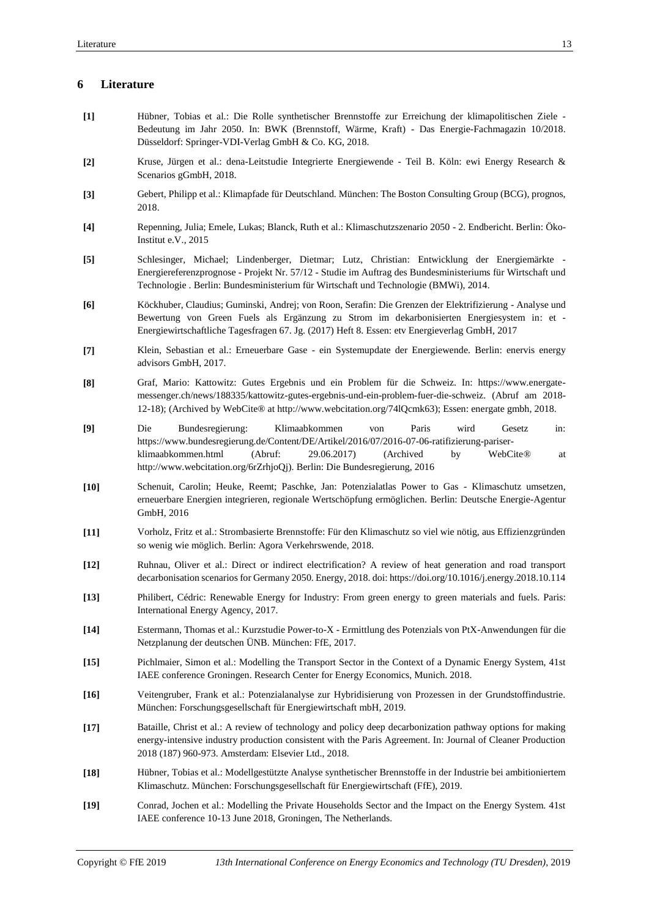# 6 Literature

**[1]** Hübner, Tobias et al.: Die Rolle synthetischer Brennstoffe zur Erreichung der klimapolitischen Ziele - Bedeutung im Jahr 2050. In: BWK (Brennstoff, Wärme, Kraft) - Das Energie-Fachmagazin 10/2018. Düsseldorf: Springer-VDI-Verlag GmbH & Co. KG, 2018.

**[2]** Kruse, Jürgen et al.: dena-Leitstudie Integrierte Energiewende - Teil B. Köln: ewi Energy Research & Scenarios gGmbH, 2018.

**[3]** Gebert, Philipp et al.: Klimapfade für Deutschland. München: The Boston Consulting Group (BCG), prognos, 2018.

**[4]** Repenning, Julia; Emele, Lukas; Blanck, Ruth et al.: Klimaschutzszenario 2050 - 2. Endbericht. Berlin: Öko-Institut e.V., 2015

**[5]** Schlesinger, Michael; Lindenberger, Dietmar; Lutz, Christian: Entwicklung der Energiemärkte - Energiereferenzprognose - Projekt Nr. 57/12 - Studie im Auftrag des Bundesministeriums für Wirtschaft und Technologie . Berlin: Bundesministerium für Wirtschaft und Technologie (BMWi), 2014.

**[6]** Köckhuber, Claudius; Guminski, Andrej; von Roon, Serafin: Die Grenzen der Elektrifizierung - Analyse und Bewertung von Green Fuels als Ergänzung zu Strom im dekarbonisierten Energiesystem in: et - Energiewirtschaftliche Tagesfragen 67. Jg. (2017) Heft 8. Essen: etv Energieverlag GmbH, 2017

**[7]** Klein, Sebastian et al.: Erneuerbare Gase - ein Systemupdate der Energiewende. Berlin: enervis energy advisors GmbH, 2017.

**[8]** Graf, Mario: Kattowitz: Gutes Ergebnis und ein Problem für die Schweiz. In: https://www.energate-messenger.ch/news/188335/kattowitz-gutes-ergebnis-und-ein-problem-fuer-die-schweiz. (Abruf am 2018-12-18); (Archived by WebCite® at http://www.webcitation.org/74lQcmk63); Essen: energate gmbh, 2018.

**[9]** Die Bundesregierung: Klimaabkommen von Paris wird Gesetz in: https://www.bundesregierung.de/Content/DE/Artikel/2016/07/2016-07-06-ratifizierung-pariser-klimaabkommen.html (Abruf: 29.06.2017) (Archived by WebCite® at http://www.webcitation.org/6rZrhjoQj). Berlin: Die Bundesregierung, 2016

**[10]** Schenuit, Carolin; Heuke, Reemt; Paschke, Jan: Potenzialatlas Power to Gas - Klimaschutz umsetzen, erneuerbare Energien integrieren, regionale Wertschöpfung ermöglichen. Berlin: Deutsche Energie-Agentur GmbH, 2016

**[11]** Vorholz, Fritz et al.: Strombasierte Brennstoffe: Für den Klimaschutz so viel wie nötig, aus Effizienzgründen so wenig wie möglich. Berlin: Agora Verkehrswende, 2018.

**[12]** Ruhnau, Oliver et al.: Direct or indirect electrification? A review of heat generation and road transport decarbonisation scenarios for Germany 2050. Energy, 2018. doi: https://doi.org/10.1016/j.energy.2018.10.114

**[13]** Philibert, Cédric: Renewable Energy for Industry: From green energy to green materials and fuels. Paris: International Energy Agency, 2017.

**[14]** Estermann, Thomas et al.: Kurzstudie Power-to-X - Ermittlung des Potenzials von PtX-Anwendungen für die Netzplanung der deutschen ÜNB. München: FfE, 2017.

**[15]** Pichlmaier, Simon et al.: Modelling the Transport Sector in the Context of a Dynamic Energy System, 41st IAEE conference Groningen. Research Center for Energy Economics, Munich. 2018.

**[16]** Veitengruber, Frank et al.: Potenzialanalyse zur Hybridisierung von Prozessen in der Grundstoffindustrie. München: Forschungsgesellschaft für Energiewirtschaft mbH, 2019.

**[17]** Bataille, Christ et al.: A review of technology and policy deep decarbonization pathway options for making energy-intensive industry production consistent with the Paris Agreement. In: Journal of Cleaner Production 2018 (187) 960-973. Amsterdam: Elsevier Ltd., 2018.

**[18]** Hübner, Tobias et al.: Modellgestützte Analyse synthetischer Brennstoffe in der Industrie bei ambitioniertem Klimaschutz. München: Forschungsgesellschaft für Energiewirtschaft (FfE), 2019.

**[19]** Conrad, Jochen et al.: Modelling the Private Households Sector and the Impact on the Energy System. 41st IAEE conference 10-13 June 2018, Groningen, The Netherlands.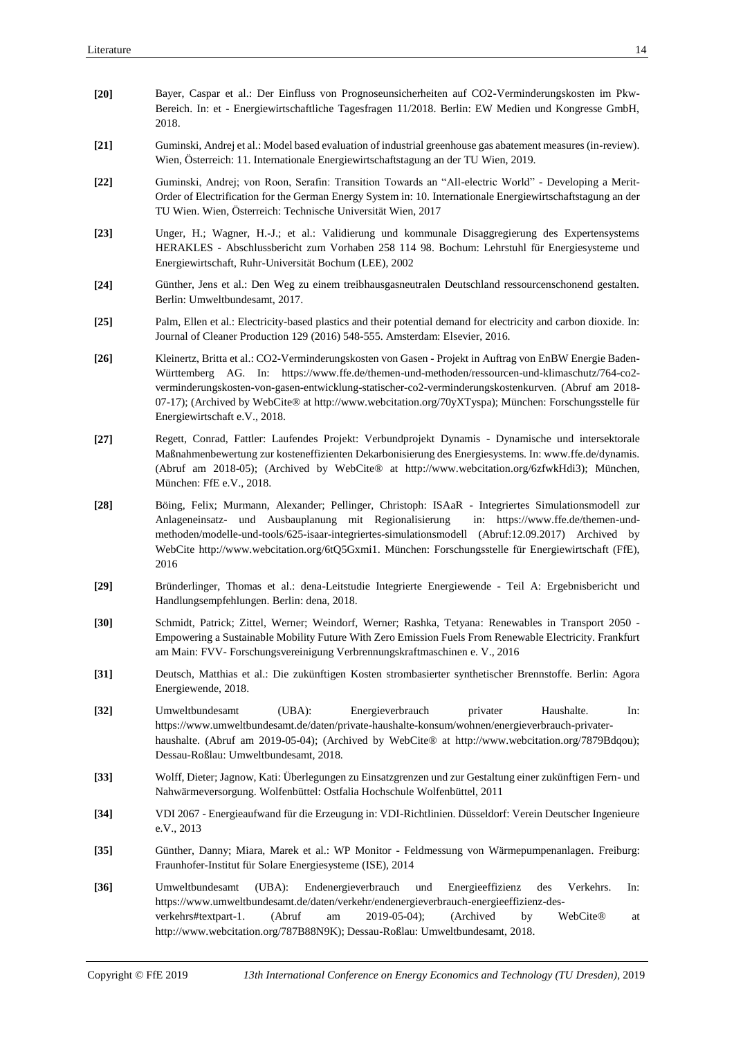**[20]** Bayer, Caspar et al.: Der Einfluss von Prognoseunsicherheiten auf CO2-Verminderungskosten im Pkw-Bereich. In: et - Energiewirtschaftliche Tagesfragen 11/2018. Berlin: EW Medien und Kongresse GmbH, 2018.

**[21]** Guminski, Andrej et al.: Model based evaluation of industrial greenhouse gas abatement measures (in-review). Wien, Österreich: 11. Internationale Energiewirtschaftstagung an der TU Wien, 2019.

**[22]** Guminski, Andrej; von Roon, Serafin: Transition Towards an "All-electric World" - Developing a Merit-Order of Electrification for the German Energy System in: 10. Internationale Energiewirtschaftstagung an der TU Wien. Wien, Österreich: Technische Universität Wien, 2017

**[23]** Unger, H.; Wagner, H.-J.; et al.: Validierung und kommunale Disaggregierung des Expertensystems HERAKLES - Abschlussbericht zum Vorhaben 258 114 98. Bochum: Lehrstuhl für Energiesysteme und Energiewirtschaft, Ruhr-Universität Bochum (LEE), 2002

**[24]** Günther, Jens et al.: Den Weg zu einem treibhausgasneutralen Deutschland ressourcenschonend gestalten. Berlin: Umweltbundesamt, 2017.

**[25]** Palm, Ellen et al.: Electricity-based plastics and their potential demand for electricity and carbon dioxide. In: Journal of Cleaner Production 129 (2016) 548-555. Amsterdam: Elsevier, 2016.

**[26]** Kleinertz, Britta et al.: CO2-Verminderungskosten von Gasen - Projekt in Auftrag von EnBW Energie Baden-Württemberg AG. In: https://www.ffe.de/themen-und-methoden/ressourcen-und-klimaschutz/764-co2-verminderungskosten-von-gasen-entwicklung-statischer-co2-verminderungskostenkurven. (Abruf am 2018-07-17); (Archived by WebCite® at http://www.webcitation.org/70yXTyspa); München: Forschungsstelle für Energiewirtschaft e.V., 2018.

**[27]** Regett, Conrad, Fattler: Laufendes Projekt: Verbundprojekt Dynamis - Dynamische und intersektorale Maßnahmenbewertung zur kosteneffizienten Dekarbonisierung des Energiesystems. In: www.ffe.de/dynamis. (Abruf am 2018-05); (Archived by WebCite® at http://www.webcitation.org/6zfwkHdi3); München, München: FfE e.V., 2018.

**[28]** Böing, Felix; Murmann, Alexander; Pellinger, Christoph: ISAaR - Integriertes Simulationsmodell zur Anlageneinsatz- und Ausbauplanung mit Regionalisierung in: https://www.ffe.de/themen-und-methoden/modelle-und-tools/625-isaar-integriertes-simulationsmodell (Abruf:12.09.2017) Archived by WebCite http://www.webcitation.org/6tQ5Gxmi1. München: Forschungsstelle für Energiewirtschaft (FfE), 2016

**[29]** Bründerlinger, Thomas et al.: dena-Leitstudie Integrierte Energiewende - Teil A: Ergebnisbericht und Handlungsempfehlungen. Berlin: dena, 2018.

**[30]** Schmidt, Patrick; Zittel, Werner; Weindorf, Werner; Rashka, Tetyana: Renewables in Transport 2050 - Empowering a Sustainable Mobility Future With Zero Emission Fuels From Renewable Electricity. Frankfurt am Main: FVV- Forschungsvereinigung Verbrennungskraftmaschinen e. V., 2016

**[31]** Deutsch, Matthias et al.: Die zukünftigen Kosten strombasierter synthetischer Brennstoffe. Berlin: Agora Energiewende, 2018.

**[32]** Umweltbundesamt (UBA): Energieverbrauch privater Haushalte. In: https://www.umweltbundesamt.de/daten/private-haushalte-konsum/wohnen/energieverbrauch-privater-haushalte. (Abruf am 2019-05-04); (Archived by WebCite® at http://www.webcitation.org/7879Bdqou); Dessau-Roßlau: Umweltbundesamt, 2018.

**[33]** Wolff, Dieter; Jagnow, Kati: Überlegungen zu Einsatzgrenzen und zur Gestaltung einer zukünftigen Fern- und Nahwärmeversorgung. Wolfenbüttel: Ostfalia Hochschule Wolfenbüttel, 2011

**[34]** VDI 2067 - Energieaufwand für die Erzeugung in: VDI-Richtlinien. Düsseldorf: Verein Deutscher Ingenieure e.V., 2013

**[35]** Günther, Danny; Miara, Marek et al.: WP Monitor - Feldmessung von Wärmepumpenanlagen. Freiburg: Fraunhofer-Institut für Solare Energiesysteme (ISE), 2014

**[36]** Umweltbundesamt (UBA): Endenergieverbrauch und Energieeffizienz des Verkehrs. In: https://www.umweltbundesamt.de/daten/verkehr/endenergieverbrauch-energieeffizienz-des-verkehrs#textpart-1. (Abruf am 2019-05-04); (Archived by WebCite® at http://www.webcitation.org/787B88N9K); Dessau-Roßlau: Umweltbundesamt, 2018.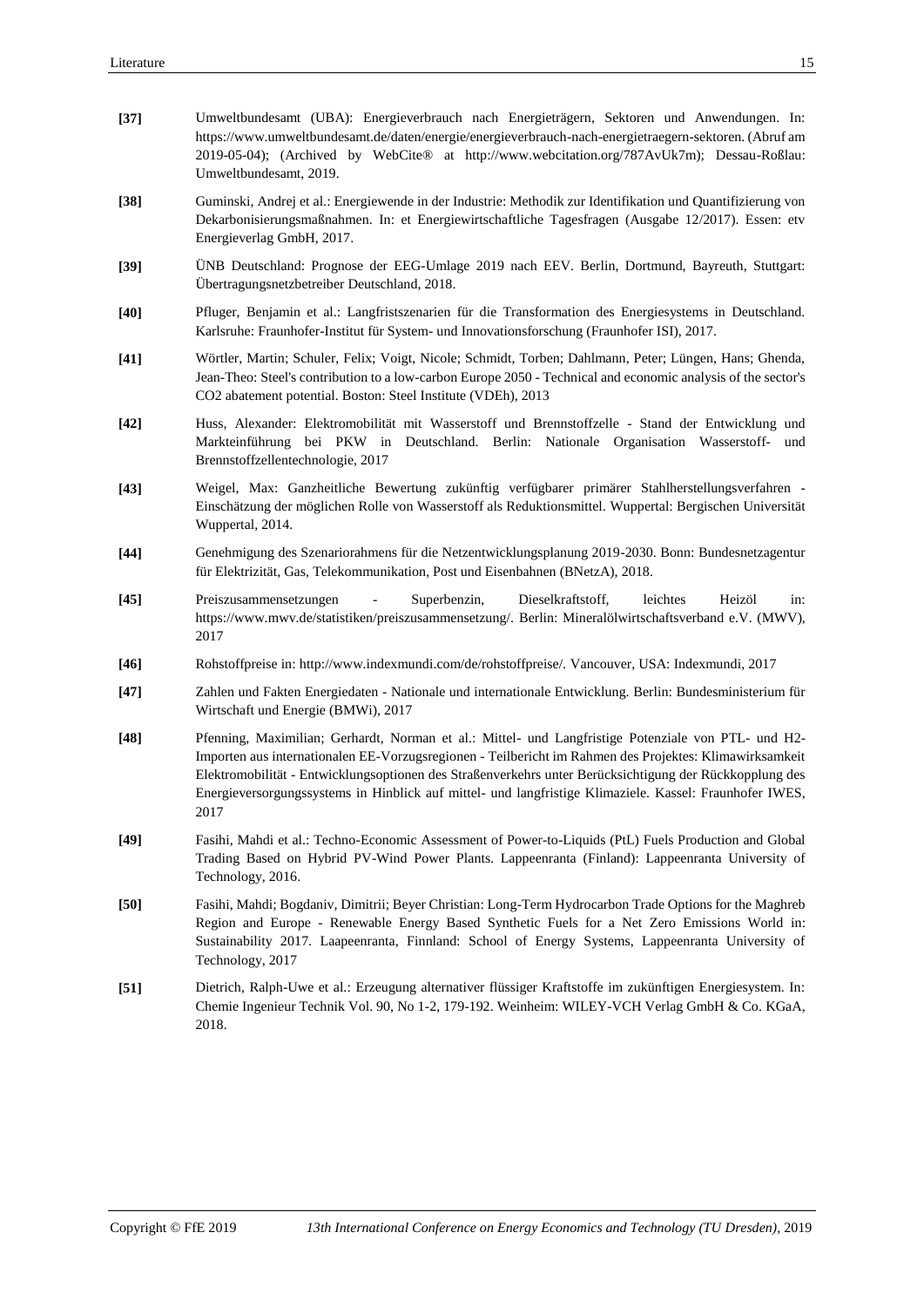**[37]** Umweltbundesamt (UBA): Energieverbrauch nach Energieträgern, Sektoren und Anwendungen. In: https://www.umweltbundesamt.de/daten/energie/energieverbrauch-nach-energietraegern-sektoren. (Abruf am 2019-05-04); (Archived by WebCite® at http://www.webcitation.org/787AvUk7m); Dessau-Roßlau: Umweltbundesamt, 2019.

**[38]** Guminski, Andrej et al.: Energiewende in der Industrie: Methodik zur Identifikation und Quantifizierung von Dekarbonisierungsmaßnahmen. In: et Energiewirtschaftliche Tagesfragen (Ausgabe 12/2017). Essen: etv Energieverlag GmbH, 2017.

**[39]** ÜNB Deutschland: Prognose der EEG-Umlage 2019 nach EEV. Berlin, Dortmund, Bayreuth, Stuttgart: Übertragungsnetzbetreiber Deutschland, 2018.

**[40]** Pfluger, Benjamin et al.: Langfristszenarien für die Transformation des Energiesystems in Deutschland. Karlsruhe: Fraunhofer-Institut für System- und Innovationsforschung (Fraunhofer ISI), 2017.

**[41]** Wörtler, Martin; Schuler, Felix; Voigt, Nicole; Schmidt, Torben; Dahlmann, Peter; Lüngen, Hans; Ghenda, Jean-Theo: Steel's contribution to a low-carbon Europe 2050 - Technical and economic analysis of the sector's CO2 abatement potential. Boston: Steel Institute (VDEh), 2013

**[42]** Huss, Alexander: Elektromobilität mit Wasserstoff und Brennstoffzelle - Stand der Entwicklung und Markteinführung bei PKW in Deutschland. Berlin: Nationale Organisation Wasserstoff- und Brennstoffzellentechnologie, 2017

**[43]** Weigel, Max: Ganzheitliche Bewertung zukünftig verfügbarer primärer Stahlherstellungsverfahren - Einschätzung der möglichen Rolle von Wasserstoff als Reduktionsmittel. Wuppertal: Bergischen Universität Wuppertal, 2014.

**[44]** Genehmigung des Szenariorahmens für die Netzentwicklungsplanung 2019-2030. Bonn: Bundesnetzagentur für Elektrizität, Gas, Telekommunikation, Post und Eisenbahnen (BNetzA), 2018.

**[45]** Preiszusammensetzungen - Superbenzin, Dieselkraftstoff, leichtes Heizöl in: https://www.mwv.de/statistiken/preiszusammensetzung/. Berlin: Mineralölwirtschaftsverband e.V. (MWV), 2017

**[46]** Rohstoffpreise in: http://www.indexmundi.com/de/rohstoffpreise/. Vancouver, USA: Indexmundi, 2017

**[47]** Zahlen und Fakten Energiedaten - Nationale und internationale Entwicklung. Berlin: Bundesministerium für Wirtschaft und Energie (BMWi), 2017

**[48]** Pfenning, Maximilian; Gerhardt, Norman et al.: Mittel- und Langfristige Potenziale von PTL- und H2-Importen aus internationalen EE-Vorzugsregionen - Teilbericht im Rahmen des Projektes: Klimawirksamkeit Elektromobilität - Entwicklungsoptionen des Straßenverkehrs unter Berücksichtigung der Rückkopplung des Energieversorgungssystems in Hinblick auf mittel- und langfristige Klimaziele. Kassel: Fraunhofer IWES, 2017

**[49]** Fasihi, Mahdi et al.: Techno-Economic Assessment of Power-to-Liquids (PtL) Fuels Production and Global Trading Based on Hybrid PV-Wind Power Plants. Lappeenranta (Finland): Lappeenranta University of Technology, 2016.

**[50]** Fasihi, Mahdi; Bogdaniv, Dimitrii; Beyer Christian: Long-Term Hydrocarbon Trade Options for the Maghreb Region and Europe - Renewable Energy Based Synthetic Fuels for a Net Zero Emissions World in: Sustainability 2017. Laapeenranta, Finnland: School of Energy Systems, Lappeenranta University of Technology, 2017

**[51]** Dietrich, Ralph-Uwe et al.: Erzeugung alternativer flüssiger Kraftstoffe im zukünftigen Energiesystem. In: Chemie Ingenieur Technik Vol. 90, No 1-2, 179-192. Weinheim: WILEY-VCH Verlag GmbH & Co. KGaA, 2018.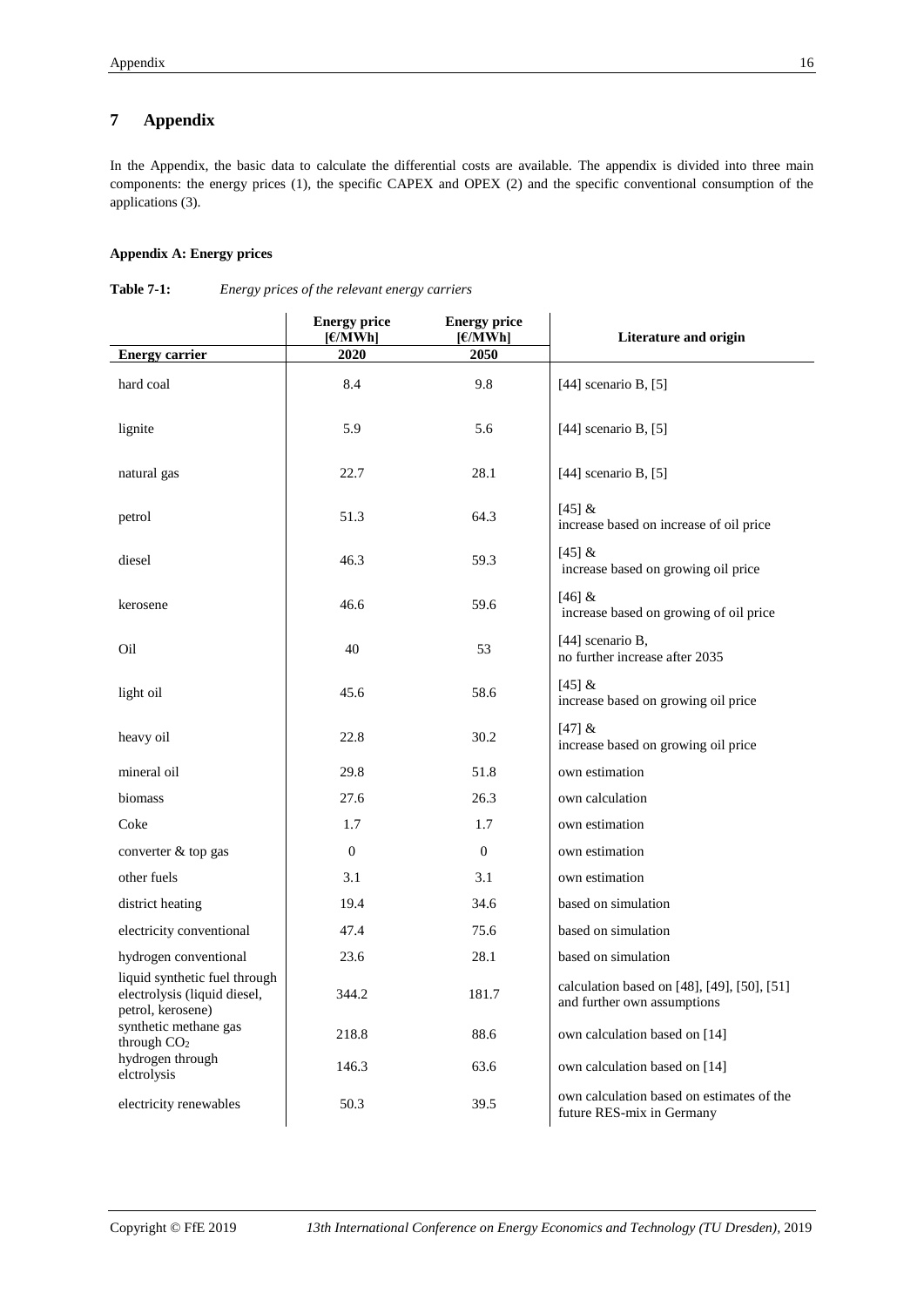# 7 Appendix

In the Appendix, the basic data to calculate the differential costs are available. The appendix is divided into three main components: the energy prices (1), the specific CAPEX and OPEX (2) and the specific conventional consumption of the applications (3).

**Appendix A: Energy prices**

**Table 7-1:** *Energy prices of the relevant energy carriers*

| Energy carrier | Energy price [€/MWh] 2020 | Energy price [€/MWh] 2050 | Literature and origin |
|---|---|---|---|
| hard coal | 8.4 | 9.8 | [44] scenario B, [5] |
| lignite | 5.9 | 5.6 | [44] scenario B, [5] |
| natural gas | 22.7 | 28.1 | [44] scenario B, [5] |
| petrol | 51.3 | 64.3 | [45] & increase based on increase of oil price |
| diesel | 46.3 | 59.3 | [45] & increase based on growing oil price |
| kerosene | 46.6 | 59.6 | [46] & increase based on growing of oil price |
| Oil | 40 | 53 | [44] scenario B, no further increase after 2035 |
| light oil | 45.6 | 58.6 | [45] & increase based on growing oil price |
| heavy oil | 22.8 | 30.2 | [47] & increase based on growing oil price |
| mineral oil | 29.8 | 51.8 | own estimation |
| biomass | 27.6 | 26.3 | own calculation |
| Coke | 1.7 | 1.7 | own estimation |
| converter & top gas | 0 | 0 | own estimation |
| other fuels | 3.1 | 3.1 | own estimation |
| district heating | 19.4 | 34.6 | based on simulation |
| electricity conventional | 47.4 | 75.6 | based on simulation |
| hydrogen conventional | 23.6 | 28.1 | based on simulation |
| liquid synthetic fuel through electrolysis (liquid diesel, petrol, kerosene) | 344.2 | 181.7 | calculation based on [48], [49], [50], [51] and further own assumptions |
| synthetic methane gas through $CO_2$ | 218.8 | 88.6 | own calculation based on [14] |
| hydrogen through elctrolysis | 146.3 | 63.6 | own calculation based on [14] |
| electricity renewables | 50.3 | 39.5 | own calculation based on estimates of the future RES-mix in Germany |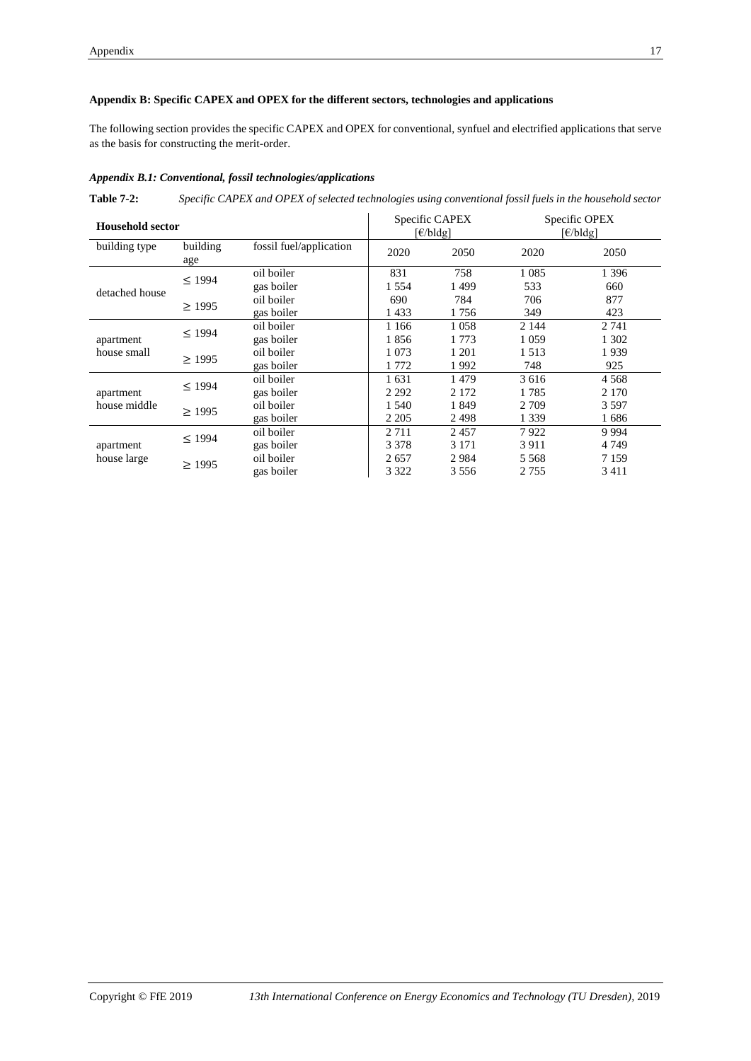**Appendix B: Specific CAPEX and OPEX for the different sectors, technologies and applications**

The following section provides the specific CAPEX and OPEX for conventional, synfuel and electrified applications that serve as the basis for constructing the merit-order.

***Appendix B.1: Conventional, fossil technologies/applications***

**Table 7-2:** *Specific CAPEX and OPEX of selected technologies using conventional fossil fuels in the household sector*

| **Household sector** | | | Specific CAPEX [€/bldg] | | Specific OPEX [€/bldg] | |
|---|---|---|---|---|---|---|
| building type | building age | fossil fuel/application | 2020 | 2050 | 2020 | 2050 |
| detached house | ≤ 1994 | oil boiler | 831 | 758 | 1 085 | 1 396 |
| | | gas boiler | 1 554 | 1 499 | 533 | 660 |
| | ≥ 1995 | oil boiler | 690 | 784 | 706 | 877 |
| | | gas boiler | 1 433 | 1 756 | 349 | 423 |
| apartment house small | ≤ 1994 | oil boiler | 1 166 | 1 058 | 2 144 | 2 741 |
| | | gas boiler | 1 856 | 1 773 | 1 059 | 1 302 |
| | ≥ 1995 | oil boiler | 1 073 | 1 201 | 1 513 | 1 939 |
| | | gas boiler | 1 772 | 1 992 | 748 | 925 |
| apartment house middle | ≤ 1994 | oil boiler | 1 631 | 1 479 | 3 616 | 4 568 |
| | | gas boiler | 2 292 | 2 172 | 1 785 | 2 170 |
| | ≥ 1995 | oil boiler | 1 540 | 1 849 | 2 709 | 3 597 |
| | | gas boiler | 2 205 | 2 498 | 1 339 | 1 686 |
| apartment house large | ≤ 1994 | oil boiler | 2 711 | 2 457 | 7 922 | 9 994 |
| | | gas boiler | 3 378 | 3 171 | 3 911 | 4 749 |
| | ≥ 1995 | oil boiler | 2 657 | 2 984 | 5 568 | 7 159 |
| | | gas boiler | 3 322 | 3 556 | 2 755 | 3 411 |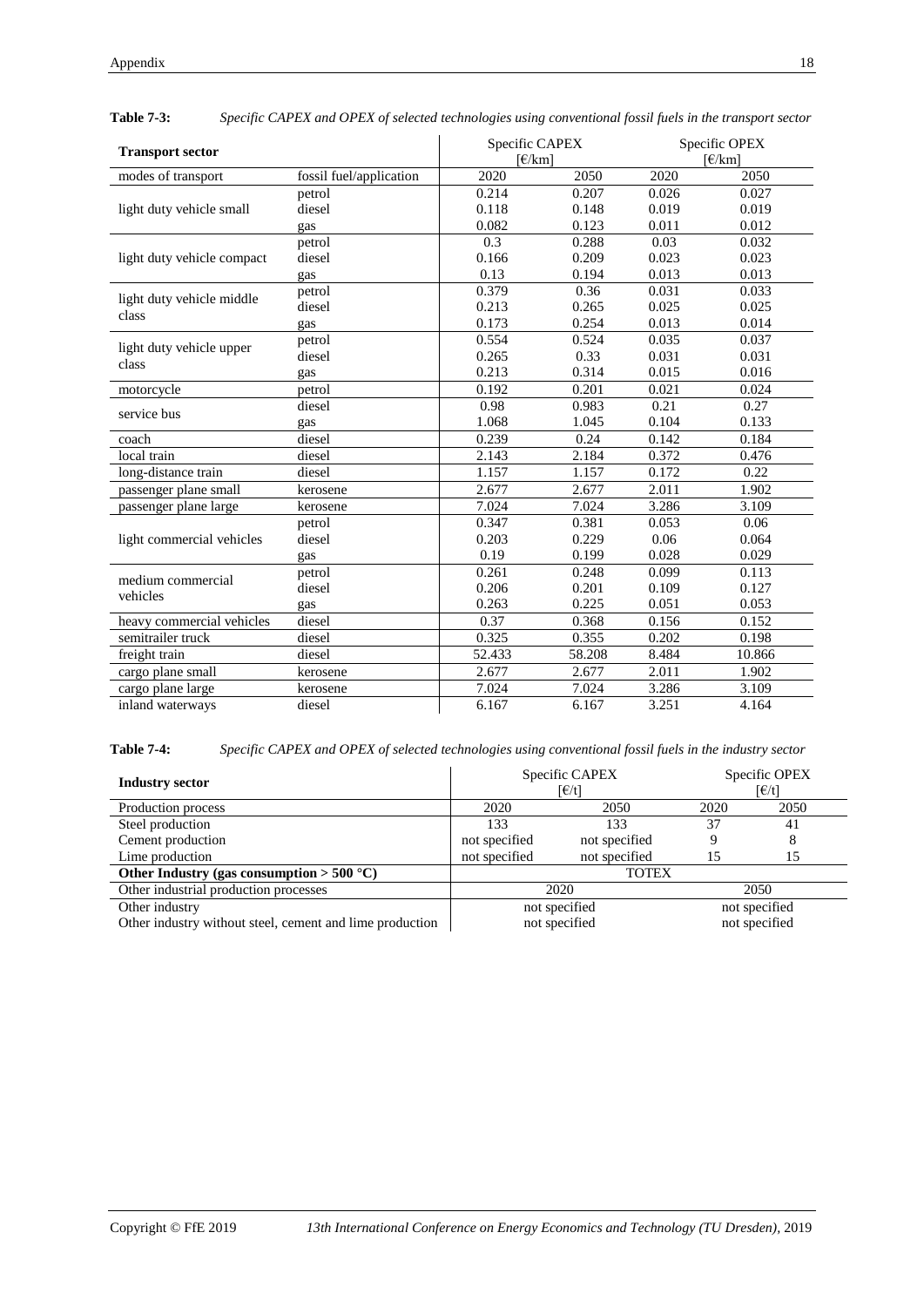**Table 7-3:** *Specific CAPEX and OPEX of selected technologies using conventional fossil fuels in the transport sector*

| Transport sector | | Specific CAPEX [€/km] | | Specific OPEX [€/km] | |
|---|---|---|---|---|---|
| modes of transport | fossil fuel/application | 2020 | 2050 | 2020 | 2050 |
| light duty vehicle small | petrol | 0.214 | 0.207 | 0.026 | 0.027 |
| | diesel | 0.118 | 0.148 | 0.019 | 0.019 |
| | gas | 0.082 | 0.123 | 0.011 | 0.012 |
| light duty vehicle compact | petrol | 0.3 | 0.288 | 0.03 | 0.032 |
| | diesel | 0.166 | 0.209 | 0.023 | 0.023 |
| | gas | 0.13 | 0.194 | 0.013 | 0.013 |
| light duty vehicle middle class | petrol | 0.379 | 0.36 | 0.031 | 0.033 |
| | diesel | 0.213 | 0.265 | 0.025 | 0.025 |
| | gas | 0.173 | 0.254 | 0.013 | 0.014 |
| light duty vehicle upper class | petrol | 0.554 | 0.524 | 0.035 | 0.037 |
| | diesel | 0.265 | 0.33 | 0.031 | 0.031 |
| | gas | 0.213 | 0.314 | 0.015 | 0.016 |
| motorcycle | petrol | 0.192 | 0.201 | 0.021 | 0.024 |
| service bus | diesel | 0.98 | 0.983 | 0.21 | 0.27 |
| | gas | 1.068 | 1.045 | 0.104 | 0.133 |
| coach | diesel | 0.239 | 0.24 | 0.142 | 0.184 |
| local train | diesel | 2.143 | 2.184 | 0.372 | 0.476 |
| long-distance train | diesel | 1.157 | 1.157 | 0.172 | 0.22 |
| passenger plane small | kerosene | 2.677 | 2.677 | 2.011 | 1.902 |
| passenger plane large | kerosene | 7.024 | 7.024 | 3.286 | 3.109 |
| light commercial vehicles | petrol | 0.347 | 0.381 | 0.053 | 0.06 |
| | diesel | 0.203 | 0.229 | 0.06 | 0.064 |
| | gas | 0.19 | 0.199 | 0.028 | 0.029 |
| medium commercial vehicles | petrol | 0.261 | 0.248 | 0.099 | 0.113 |
| | diesel | 0.206 | 0.201 | 0.109 | 0.127 |
| | gas | 0.263 | 0.225 | 0.051 | 0.053 |
| heavy commercial vehicles | diesel | 0.37 | 0.368 | 0.156 | 0.152 |
| semitrailer truck | diesel | 0.325 | 0.355 | 0.202 | 0.198 |
| freight train | diesel | 52.433 | 58.208 | 8.484 | 10.866 |
| cargo plane small | kerosene | 2.677 | 2.677 | 2.011 | 1.902 |
| cargo plane large | kerosene | 7.024 | 7.024 | 3.286 | 3.109 |
| inland waterways | diesel | 6.167 | 6.167 | 3.251 | 4.164 |

**Table 7-4:** *Specific CAPEX and OPEX of selected technologies using conventional fossil fuels in the industry sector*

| Industry sector | Specific CAPEX [€/t] | | Specific OPEX [€/t] | |
|---|---|---|---|---|
| Production process | 2020 | 2050 | 2020 | 2050 |
| Steel production | 133 | 133 | 37 | 41 |
| Cement production | not specified | not specified | 9 | 8 |
| Lime production | not specified | not specified | 15 | 15 |
| **Other Industry (gas consumption > 500 °C)** | TOTEX | | | |
| Other industrial production processes | 2020 | | 2050 | |
| Other industry | not specified | | not specified | |
| Other industry without steel, cement and lime production | not specified | | not specified | |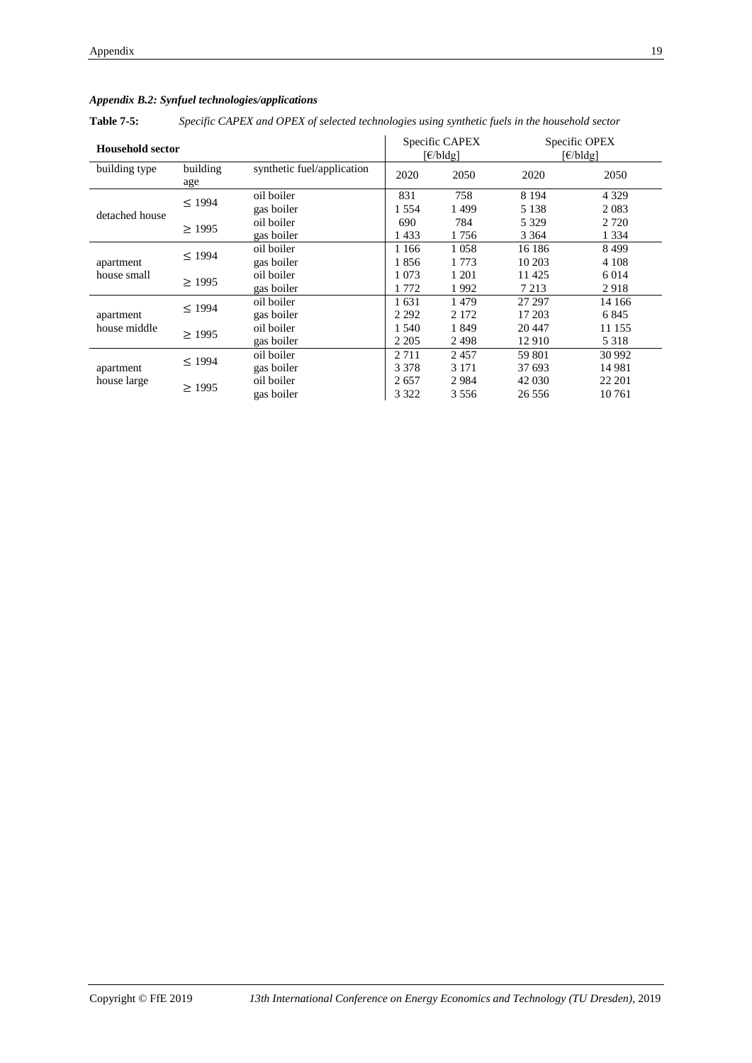***Appendix B.2: Synfuel technologies/applications***

**Table 7-5:** *Specific CAPEX and OPEX of selected technologies using synthetic fuels in the household sector*

| **Household sector** | | | Specific CAPEX [€/bldg] | | Specific OPEX [€/bldg] | |
|---|---|---|---|---|---|---|
| building type | building age | synthetic fuel/application | 2020 | 2050 | 2020 | 2050 |
| detached house | ≤ 1994 | oil boiler | 831 | 758 | 8 194 | 4 329 |
| | | gas boiler | 1 554 | 1 499 | 5 138 | 2 083 |
| | ≥ 1995 | oil boiler | 690 | 784 | 5 329 | 2 720 |
| | | gas boiler | 1 433 | 1 756 | 3 364 | 1 334 |
| apartment house small | ≤ 1994 | oil boiler | 1 166 | 1 058 | 16 186 | 8 499 |
| | | gas boiler | 1 856 | 1 773 | 10 203 | 4 108 |
| | ≥ 1995 | oil boiler | 1 073 | 1 201 | 11 425 | 6 014 |
| | | gas boiler | 1 772 | 1 992 | 7 213 | 2 918 |
| apartment house middle | ≤ 1994 | oil boiler | 1 631 | 1 479 | 27 297 | 14 166 |
| | | gas boiler | 2 292 | 2 172 | 17 203 | 6 845 |
| | ≥ 1995 | oil boiler | 1 540 | 1 849 | 20 447 | 11 155 |
| | | gas boiler | 2 205 | 2 498 | 12 910 | 5 318 |
| apartment house large | ≤ 1994 | oil boiler | 2 711 | 2 457 | 59 801 | 30 992 |
| | | gas boiler | 3 378 | 3 171 | 37 693 | 14 981 |
| | ≥ 1995 | oil boiler | 2 657 | 2 984 | 42 030 | 22 201 |
| | | gas boiler | 3 322 | 3 556 | 26 556 | 10 761 |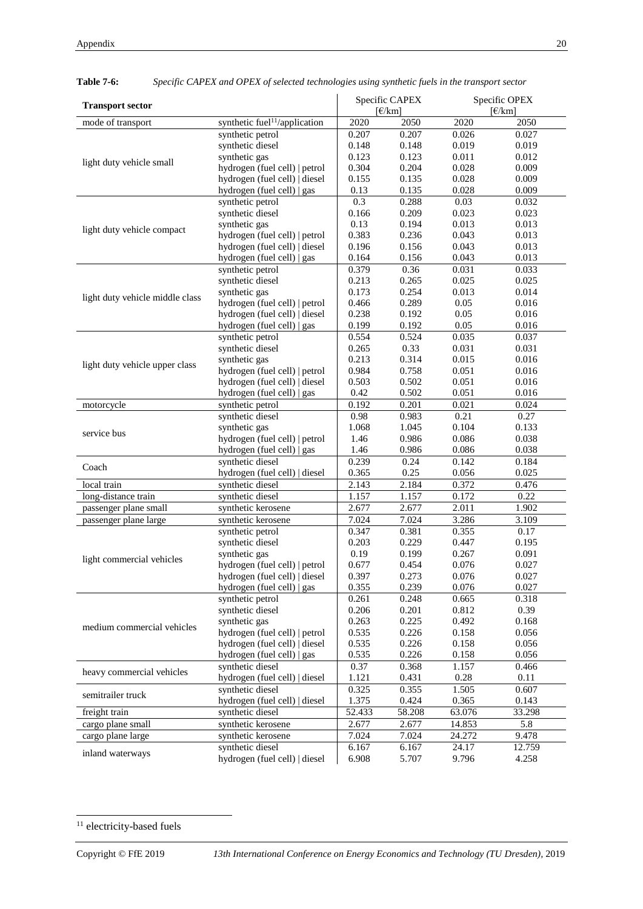**Table 7-6:** *Specific CAPEX and OPEX of selected technologies using synthetic fuels in the transport sector*

| **Transport sector** | | Specific CAPEX [€/km] | | Specific OPEX [€/km] | |
|---|---|---|---|---|---|
| mode of transport | synthetic fuel[11]/application | 2020 | 2050 | 2020 | 2050 |
| light duty vehicle small | synthetic petrol | 0.207 | 0.207 | 0.026 | 0.027 |
| | synthetic diesel | 0.148 | 0.148 | 0.019 | 0.019 |
| | synthetic gas | 0.123 | 0.123 | 0.011 | 0.012 |
| | hydrogen (fuel cell) \| petrol | 0.304 | 0.204 | 0.028 | 0.009 |
| | hydrogen (fuel cell) \| diesel | 0.155 | 0.135 | 0.028 | 0.009 |
| | hydrogen (fuel cell) \| gas | 0.13 | 0.135 | 0.028 | 0.009 |
| light duty vehicle compact | synthetic petrol | 0.3 | 0.288 | 0.03 | 0.032 |
| | synthetic diesel | 0.166 | 0.209 | 0.023 | 0.023 |
| | synthetic gas | 0.13 | 0.194 | 0.013 | 0.013 |
| | hydrogen (fuel cell) \| petrol | 0.383 | 0.236 | 0.043 | 0.013 |
| | hydrogen (fuel cell) \| diesel | 0.196 | 0.156 | 0.043 | 0.013 |
| | hydrogen (fuel cell) \| gas | 0.164 | 0.156 | 0.043 | 0.013 |
| light duty vehicle middle class | synthetic petrol | 0.379 | 0.36 | 0.031 | 0.033 |
| | synthetic diesel | 0.213 | 0.265 | 0.025 | 0.025 |
| | synthetic gas | 0.173 | 0.254 | 0.013 | 0.014 |
| | hydrogen (fuel cell) \| petrol | 0.466 | 0.289 | 0.05 | 0.016 |
| | hydrogen (fuel cell) \| diesel | 0.238 | 0.192 | 0.05 | 0.016 |
| | hydrogen (fuel cell) \| gas | 0.199 | 0.192 | 0.05 | 0.016 |
| light duty vehicle upper class | synthetic petrol | 0.554 | 0.524 | 0.035 | 0.037 |
| | synthetic diesel | 0.265 | 0.33 | 0.031 | 0.031 |
| | synthetic gas | 0.213 | 0.314 | 0.015 | 0.016 |
| | hydrogen (fuel cell) \| petrol | 0.984 | 0.758 | 0.051 | 0.016 |
| | hydrogen (fuel cell) \| diesel | 0.503 | 0.502 | 0.051 | 0.016 |
| | hydrogen (fuel cell) \| gas | 0.42 | 0.502 | 0.051 | 0.016 |
| motorcycle | synthetic petrol | 0.192 | 0.201 | 0.021 | 0.024 |
| service bus | synthetic diesel | 0.98 | 0.983 | 0.21 | 0.27 |
| | synthetic gas | 1.068 | 1.045 | 0.104 | 0.133 |
| | hydrogen (fuel cell) \| petrol | 1.46 | 0.986 | 0.086 | 0.038 |
| | hydrogen (fuel cell) \| gas | 1.46 | 0.986 | 0.086 | 0.038 |
| Coach | synthetic diesel | 0.239 | 0.24 | 0.142 | 0.184 |
| | hydrogen (fuel cell) \| diesel | 0.365 | 0.25 | 0.056 | 0.025 |
| local train | synthetic diesel | 2.143 | 2.184 | 0.372 | 0.476 |
| long-distance train | synthetic diesel | 1.157 | 1.157 | 0.172 | 0.22 |
| passenger plane small | synthetic kerosene | 2.677 | 2.677 | 2.011 | 1.902 |
| passenger plane large | synthetic kerosene | 7.024 | 7.024 | 3.286 | 3.109 |
| light commercial vehicles | synthetic petrol | 0.347 | 0.381 | 0.355 | 0.17 |
| | synthetic diesel | 0.203 | 0.229 | 0.447 | 0.195 |
| | synthetic gas | 0.19 | 0.199 | 0.267 | 0.091 |
| | hydrogen (fuel cell) \| petrol | 0.677 | 0.454 | 0.076 | 0.027 |
| | hydrogen (fuel cell) \| diesel | 0.397 | 0.273 | 0.076 | 0.027 |
| | hydrogen (fuel cell) \| gas | 0.355 | 0.239 | 0.076 | 0.027 |
| medium commercial vehicles | synthetic petrol | 0.261 | 0.248 | 0.665 | 0.318 |
| | synthetic diesel | 0.206 | 0.201 | 0.812 | 0.39 |
| | synthetic gas | 0.263 | 0.225 | 0.492 | 0.168 |
| | hydrogen (fuel cell) \| petrol | 0.535 | 0.226 | 0.158 | 0.056 |
| | hydrogen (fuel cell) \| diesel | 0.535 | 0.226 | 0.158 | 0.056 |
| | hydrogen (fuel cell) \| gas | 0.535 | 0.226 | 0.158 | 0.056 |
| heavy commercial vehicles | synthetic diesel | 0.37 | 0.368 | 1.157 | 0.466 |
| | hydrogen (fuel cell) \| diesel | 1.121 | 0.431 | 0.28 | 0.11 |
| semitrailer truck | synthetic diesel | 0.325 | 0.355 | 1.505 | 0.607 |
| | hydrogen (fuel cell) \| diesel | 1.375 | 0.424 | 0.365 | 0.143 |
| freight train | synthetic diesel | 52.433 | 58.208 | 63.076 | 33.298 |
| cargo plane small | synthetic kerosene | 2.677 | 2.677 | 14.853 | 5.8 |
| cargo plane large | synthetic kerosene | 7.024 | 7.024 | 24.272 | 9.478 |
| inland waterways | synthetic diesel | 6.167 | 6.167 | 24.17 | 12.759 |
| | hydrogen (fuel cell) \| diesel | 6.908 | 5.707 | 9.796 | 4.258 |

[11] electricity-based fuels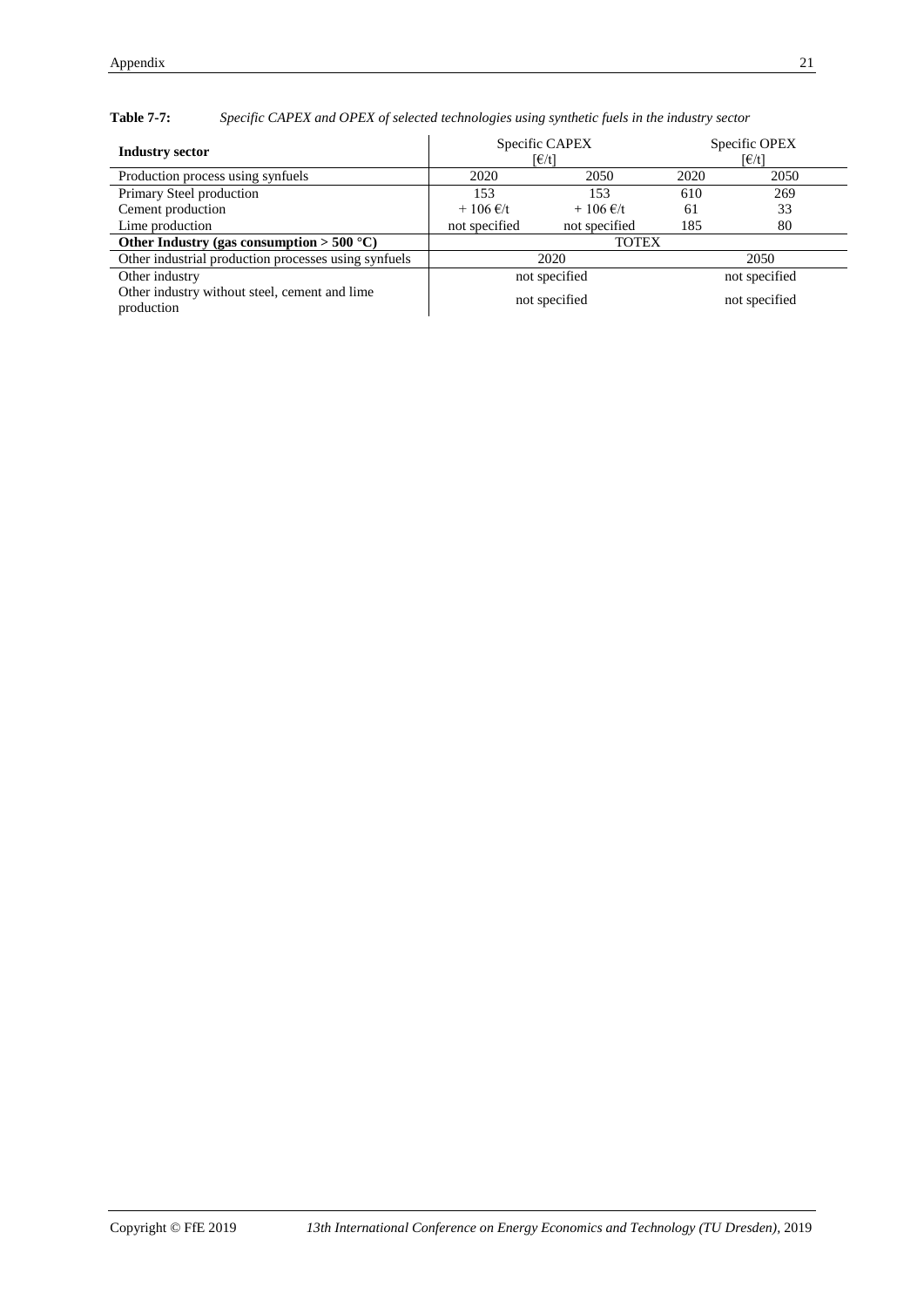**Table 7-7:** *Specific CAPEX and OPEX of selected technologies using synthetic fuels in the industry sector*

| **Industry sector** | Specific CAPEX [€/t] | | Specific OPEX [€/t] | |
|---|---|---|---|---|
| Production process using synfuels | 2020 | 2050 | 2020 | 2050 |
| Primary Steel production | 153 | 153 | 610 | 269 |
| Cement production | + 106 €/t | + 106 €/t | 61 | 33 |
| Lime production | not specified | not specified | 185 | 80 |
| **Other Industry (gas consumption > 500 °C)** | TOTEX | | | |
| Other industrial production processes using synfuels | 2020 | | 2050 | |
| Other industry | not specified | | not specified | |
| Other industry without steel, cement and lime production | not specified | | not specified | |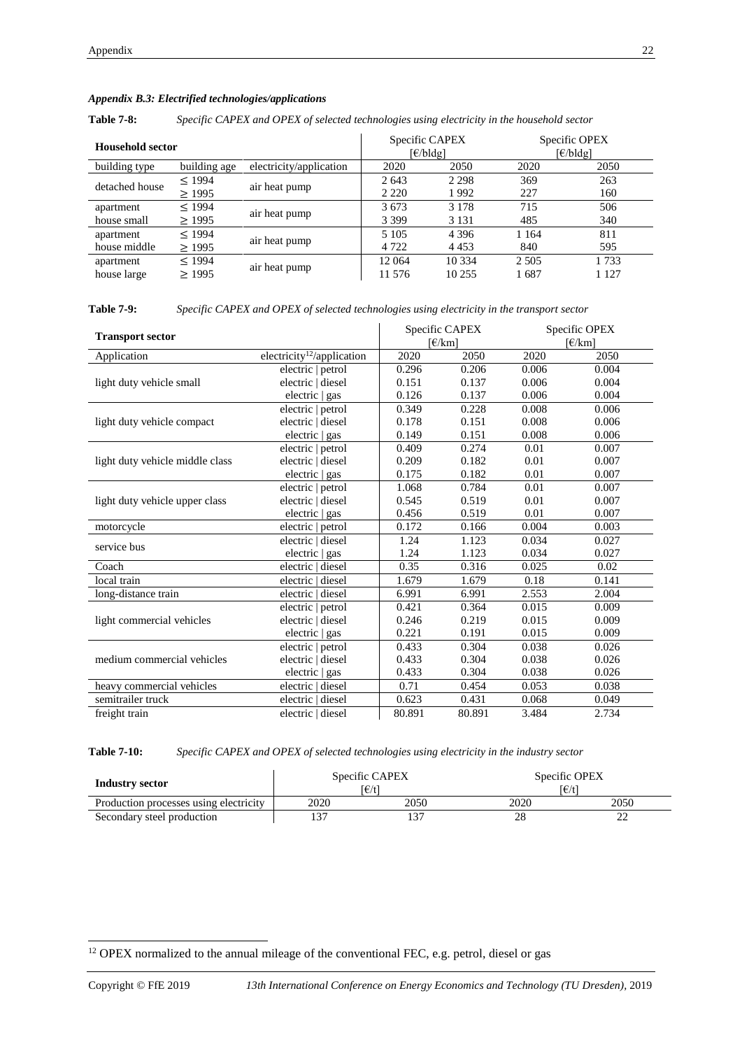### *Appendix B.3: Electrified technologies/applications*

**Table 7-8:** *Specific CAPEX and OPEX of selected technologies using electricity in the household sector*

| Household sector | | | Specific CAPEX [€/bldg] | | Specific OPEX [€/bldg] | |
|---|---|---|---|---|---|---|
| building type | building age | electricity/application | 2020 | 2050 | 2020 | 2050 |
| detached house | ≤ 1994 | air heat pump | 2 643 | 2 298 | 369 | 263 |
| | ≥ 1995 | | 2 220 | 1 992 | 227 | 160 |
| apartment house small | ≤ 1994 | air heat pump | 3 673 | 3 178 | 715 | 506 |
| | ≥ 1995 | | 3 399 | 3 131 | 485 | 340 |
| apartment house middle | ≤ 1994 | air heat pump | 5 105 | 4 396 | 1 164 | 811 |
| | ≥ 1995 | | 4 722 | 4 453 | 840 | 595 |
| apartment house large | ≤ 1994 | air heat pump | 12 064 | 10 334 | 2 505 | 1 733 |
| | ≥ 1995 | | 11 576 | 10 255 | 1 687 | 1 127 |

**Table 7-9:** *Specific CAPEX and OPEX of selected technologies using electricity in the transport sector*

| Transport sector | | Specific CAPEX [€/km] | | Specific OPEX [€/km] | |
|---|---|---|---|---|---|
| Application | electricity[12]/application | 2020 | 2050 | 2020 | 2050 |
| light duty vehicle small | electric \| petrol | 0.296 | 0.206 | 0.006 | 0.004 |
| | electric \| diesel | 0.151 | 0.137 | 0.006 | 0.004 |
| | electric \| gas | 0.126 | 0.137 | 0.006 | 0.004 |
| light duty vehicle compact | electric \| petrol | 0.349 | 0.228 | 0.008 | 0.006 |
| | electric \| diesel | 0.178 | 0.151 | 0.008 | 0.006 |
| | electric \| gas | 0.149 | 0.151 | 0.008 | 0.006 |
| light duty vehicle middle class | electric \| petrol | 0.409 | 0.274 | 0.01 | 0.007 |
| | electric \| diesel | 0.209 | 0.182 | 0.01 | 0.007 |
| | electric \| gas | 0.175 | 0.182 | 0.01 | 0.007 |
| light duty vehicle upper class | electric \| petrol | 1.068 | 0.784 | 0.01 | 0.007 |
| | electric \| diesel | 0.545 | 0.519 | 0.01 | 0.007 |
| | electric \| gas | 0.456 | 0.519 | 0.01 | 0.007 |
| motorcycle | electric \| petrol | 0.172 | 0.166 | 0.004 | 0.003 |
| service bus | electric \| diesel | 1.24 | 1.123 | 0.034 | 0.027 |
| | electric \| gas | 1.24 | 1.123 | 0.034 | 0.027 |
| Coach | electric \| diesel | 0.35 | 0.316 | 0.025 | 0.02 |
| local train | electric \| diesel | 1.679 | 1.679 | 0.18 | 0.141 |
| long-distance train | electric \| diesel | 6.991 | 6.991 | 2.553 | 2.004 |
| light commercial vehicles | electric \| petrol | 0.421 | 0.364 | 0.015 | 0.009 |
| | electric \| diesel | 0.246 | 0.219 | 0.015 | 0.009 |
| | electric \| gas | 0.221 | 0.191 | 0.015 | 0.009 |
| medium commercial vehicles | electric \| petrol | 0.433 | 0.304 | 0.038 | 0.026 |
| | electric \| diesel | 0.433 | 0.304 | 0.038 | 0.026 |
| | electric \| gas | 0.433 | 0.304 | 0.038 | 0.026 |
| heavy commercial vehicles | electric \| diesel | 0.71 | 0.454 | 0.053 | 0.038 |
| semitrailer truck | electric \| diesel | 0.623 | 0.431 | 0.068 | 0.049 |
| freight train | electric \| diesel | 80.891 | 80.891 | 3.484 | 2.734 |

**Table 7-10:** *Specific CAPEX and OPEX of selected technologies using electricity in the industry sector*

| Industry sector | Specific CAPEX [€/t] | | Specific OPEX [€/t] | |
|---|---|---|---|---|
| Production processes using electricity | 2020 | 2050 | 2020 | 2050 |
| Secondary steel production | 137 | 137 | 28 | 22 |

[12] OPEX normalized to the annual mileage of the conventional FEC, e.g. petrol, diesel or gas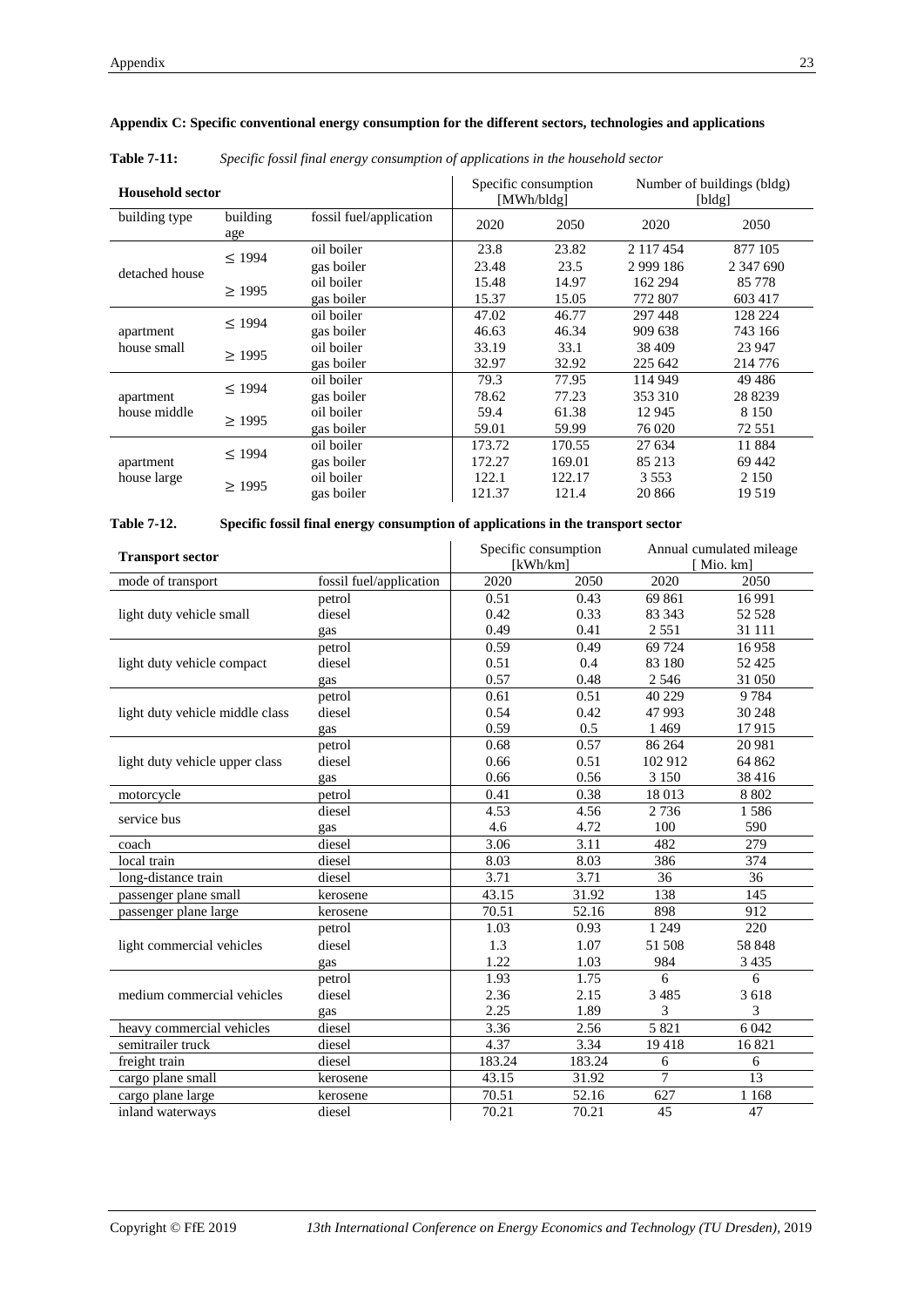**Appendix C: Specific conventional energy consumption for the different sectors, technologies and applications**

**Table 7-11:** *Specific fossil final energy consumption of applications in the household sector*

| Household sector | | | Specific consumption [MWh/bldg] | | Number of buildings (bldg) [bldg] | |
|---|---|---|---|---|---|---|
| building type | building age | fossil fuel/application | 2020 | 2050 | 2020 | 2050 |
| detached house | ≤ 1994 | oil boiler | 23.8 | 23.82 | 2 117 454 | 877 105 |
| | | gas boiler | 23.48 | 23.5 | 2 999 186 | 2 347 690 |
| | ≥ 1995 | oil boiler | 15.48 | 14.97 | 162 294 | 85 778 |
| | | gas boiler | 15.37 | 15.05 | 772 807 | 603 417 |
| apartment house small | ≤ 1994 | oil boiler | 47.02 | 46.77 | 297 448 | 128 224 |
| | | gas boiler | 46.63 | 46.34 | 909 638 | 743 166 |
| | ≥ 1995 | oil boiler | 33.19 | 33.1 | 38 409 | 23 947 |
| | | gas boiler | 32.97 | 32.92 | 225 642 | 214 776 |
| apartment house middle | ≤ 1994 | oil boiler | 79.3 | 77.95 | 114 949 | 49 486 |
| | | gas boiler | 78.62 | 77.23 | 353 310 | 28 8239 |
| | ≥ 1995 | oil boiler | 59.4 | 61.38 | 12 945 | 8 150 |
| | | gas boiler | 59.01 | 59.99 | 76 020 | 72 551 |
| apartment house large | ≤ 1994 | oil boiler | 173.72 | 170.55 | 27 634 | 11 884 |
| | | gas boiler | 172.27 | 169.01 | 85 213 | 69 442 |
| | ≥ 1995 | oil boiler | 122.1 | 122.17 | 3 553 | 2 150 |
| | | gas boiler | 121.37 | 121.4 | 20 866 | 19 519 |

**Table 7-12. Specific fossil final energy consumption of applications in the transport sector**

| Transport sector | | Specific consumption [kWh/km] | | Annual cumulated mileage [ Mio. km] | |
|---|---|---|---|---|---|
| mode of transport | fossil fuel/application | 2020 | 2050 | 2020 | 2050 |
| light duty vehicle small | petrol | 0.51 | 0.43 | 69 861 | 16 991 |
| | diesel | 0.42 | 0.33 | 83 343 | 52 528 |
| | gas | 0.49 | 0.41 | 2 551 | 31 111 |
| light duty vehicle compact | petrol | 0.59 | 0.49 | 69 724 | 16 958 |
| | diesel | 0.51 | 0.4 | 83 180 | 52 425 |
| | gas | 0.57 | 0.48 | 2 546 | 31 050 |
| light duty vehicle middle class | petrol | 0.61 | 0.51 | 40 229 | 9 784 |
| | diesel | 0.54 | 0.42 | 47 993 | 30 248 |
| | gas | 0.59 | 0.5 | 1 469 | 17 915 |
| light duty vehicle upper class | petrol | 0.68 | 0.57 | 86 264 | 20 981 |
| | diesel | 0.66 | 0.51 | 102 912 | 64 862 |
| | gas | 0.66 | 0.56 | 3 150 | 38 416 |
| motorcycle | petrol | 0.41 | 0.38 | 18 013 | 8 802 |
| service bus | diesel | 4.53 | 4.56 | 2 736 | 1 586 |
| | gas | 4.6 | 4.72 | 100 | 590 |
| coach | diesel | 3.06 | 3.11 | 482 | 279 |
| local train | diesel | 8.03 | 8.03 | 386 | 374 |
| long-distance train | diesel | 3.71 | 3.71 | 36 | 36 |
| passenger plane small | kerosene | 43.15 | 31.92 | 138 | 145 |
| passenger plane large | kerosene | 70.51 | 52.16 | 898 | 912 |
| light commercial vehicles | petrol | 1.03 | 0.93 | 1 249 | 220 |
| | diesel | 1.3 | 1.07 | 51 508 | 58 848 |
| | gas | 1.22 | 1.03 | 984 | 3 435 |
| medium commercial vehicles | petrol | 1.93 | 1.75 | 6 | 6 |
| | diesel | 2.36 | 2.15 | 3 485 | 3 618 |
| | gas | 2.25 | 1.89 | 3 | 3 |
| heavy commercial vehicles | diesel | 3.36 | 2.56 | 5 821 | 6 042 |
| semitrailer truck | diesel | 4.37 | 3.34 | 19 418 | 16 821 |
| freight train | diesel | 183.24 | 183.24 | 6 | 6 |
| cargo plane small | kerosene | 43.15 | 31.92 | 7 | 13 |
| cargo plane large | kerosene | 70.51 | 52.16 | 627 | 1 168 |
| inland waterways | diesel | 70.21 | 70.21 | 45 | 47 |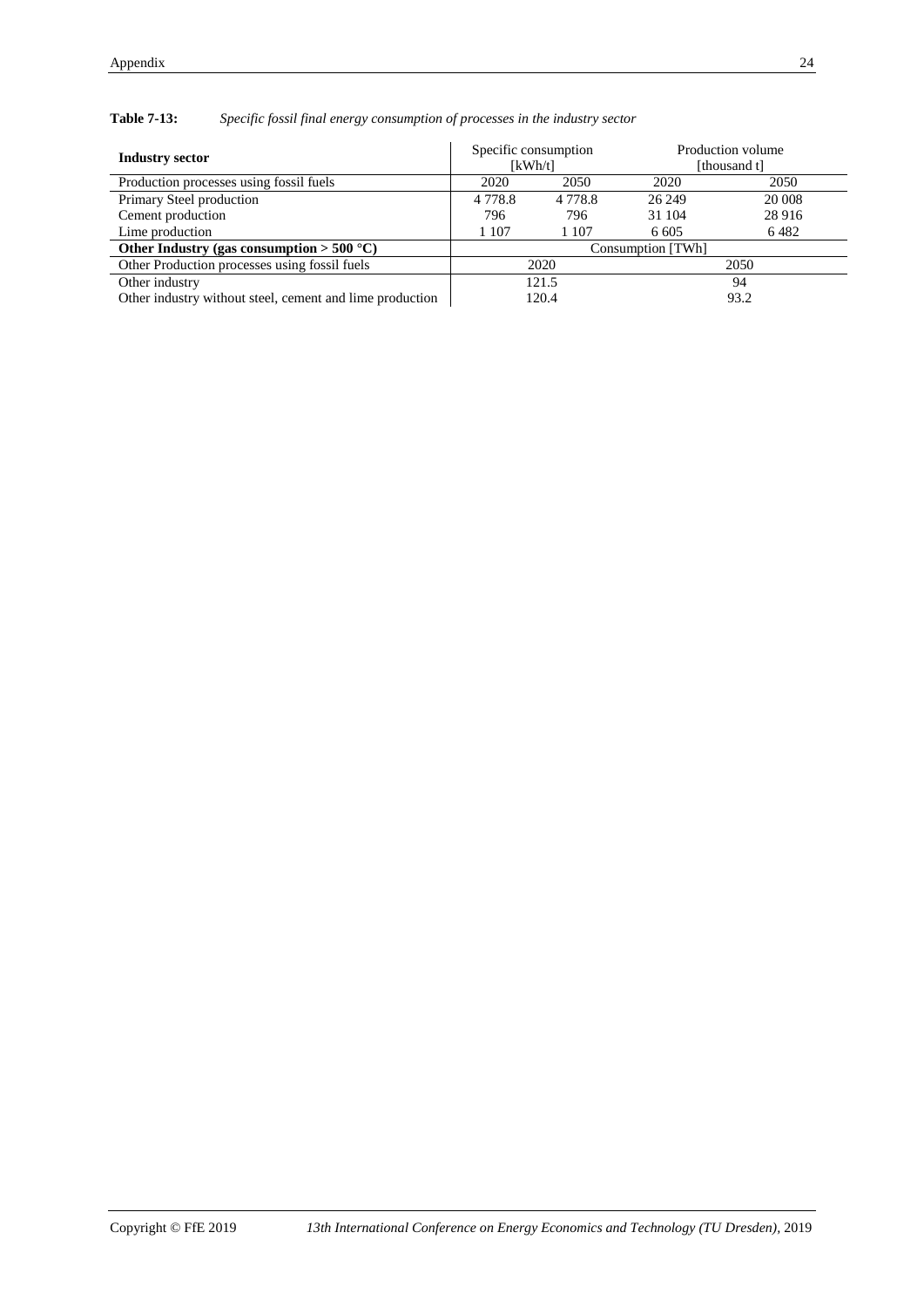**Table 7-13:** *Specific fossil final energy consumption of processes in the industry sector*

| Industry sector | Specific consumption [kWh/t] | | Production volume [thousand t] | |
|---|---|---|---|---|
| Production processes using fossil fuels | 2020 | 2050 | 2020 | 2050 |
| Primary Steel production | 4 778.8 | 4 778.8 | 26 249 | 20 008 |
| Cement production | 796 | 796 | 31 104 | 28 916 |
| Lime production | 1 107 | 1 107 | 6 605 | 6 482 |
| **Other Industry (gas consumption > 500 °C)** | Consumption [TWh] | | | |
| Other Production processes using fossil fuels | 2020 | | 2050 | |
| Other industry | 121.5 | | 94 | |
| Other industry without steel, cement and lime production | 120.4 | | 93.2 | |